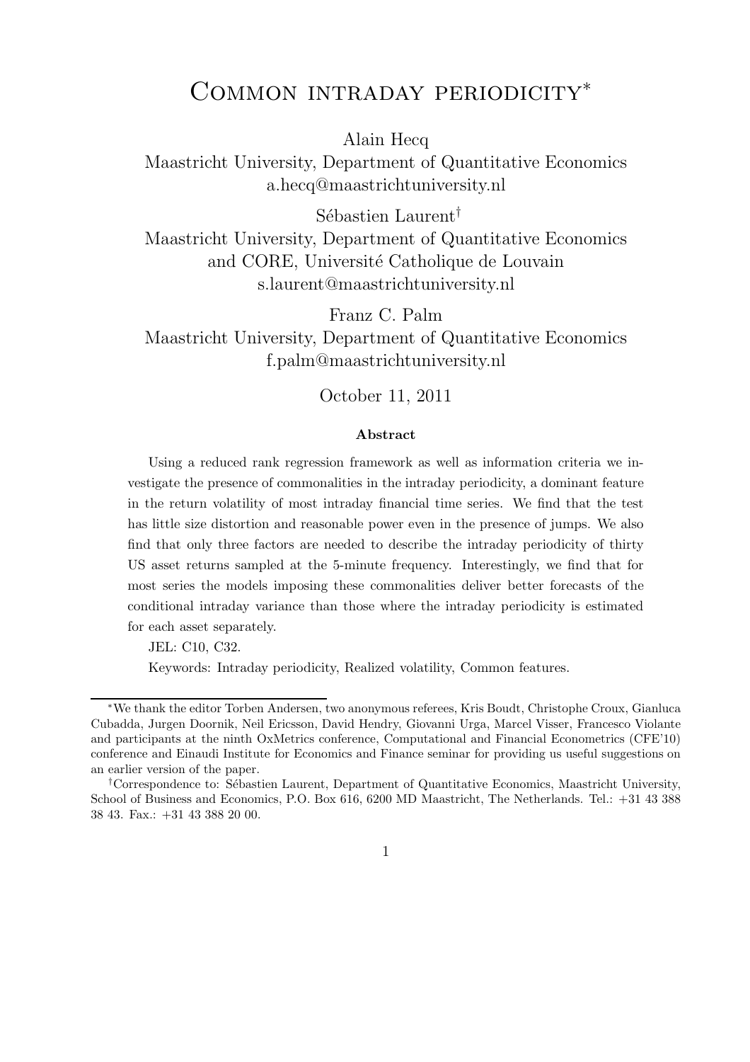# Common intraday periodicity*

Alain Hecq
Maastricht University, Department of Quantitative Economics
a.hecq@maastrichtuniversity.nl

Sébastien Laurent†
Maastricht University, Department of Quantitative Economics
and CORE, Université Catholique de Louvain
s.laurent@maastrichtuniversity.nl

Franz C. Palm
Maastricht University, Department of Quantitative Economics
f.palm@maastrichtuniversity.nl

October 11, 2011

### Abstract

Using a reduced rank regression framework as well as information criteria we investigate the presence of commonalities in the intraday periodicity, a dominant feature in the return volatility of most intraday financial time series. We find that the test has little size distortion and reasonable power even in the presence of jumps. We also find that only three factors are needed to describe the intraday periodicity of thirty US asset returns sampled at the 5-minute frequency. Interestingly, we find that for most series the models imposing these commonalities deliver better forecasts of the conditional intraday variance than those where the intraday periodicity is estimated for each asset separately.

JEL: C10, C32.

Keywords: Intraday periodicity, Realized volatility, Common features.

---

*We thank the editor Torben Andersen, two anonymous referees, Kris Boudt, Christophe Croux, Gianluca Cubadda, Jurgen Doornik, Neil Ericsson, David Hendry, Giovanni Urga, Marcel Visser, Francesco Violante and participants at the ninth OxMetrics conference, Computational and Financial Econometrics (CFE'10) conference and Einaudi Institute for Economics and Finance seminar for providing us useful suggestions on an earlier version of the paper.

†Correspondence to: Sébastien Laurent, Department of Quantitative Economics, Maastricht University, School of Business and Economics, P.O. Box 616, 6200 MD Maastricht, The Netherlands. Tel.: +31 43 388 38 43. Fax.: +31 43 388 20 00.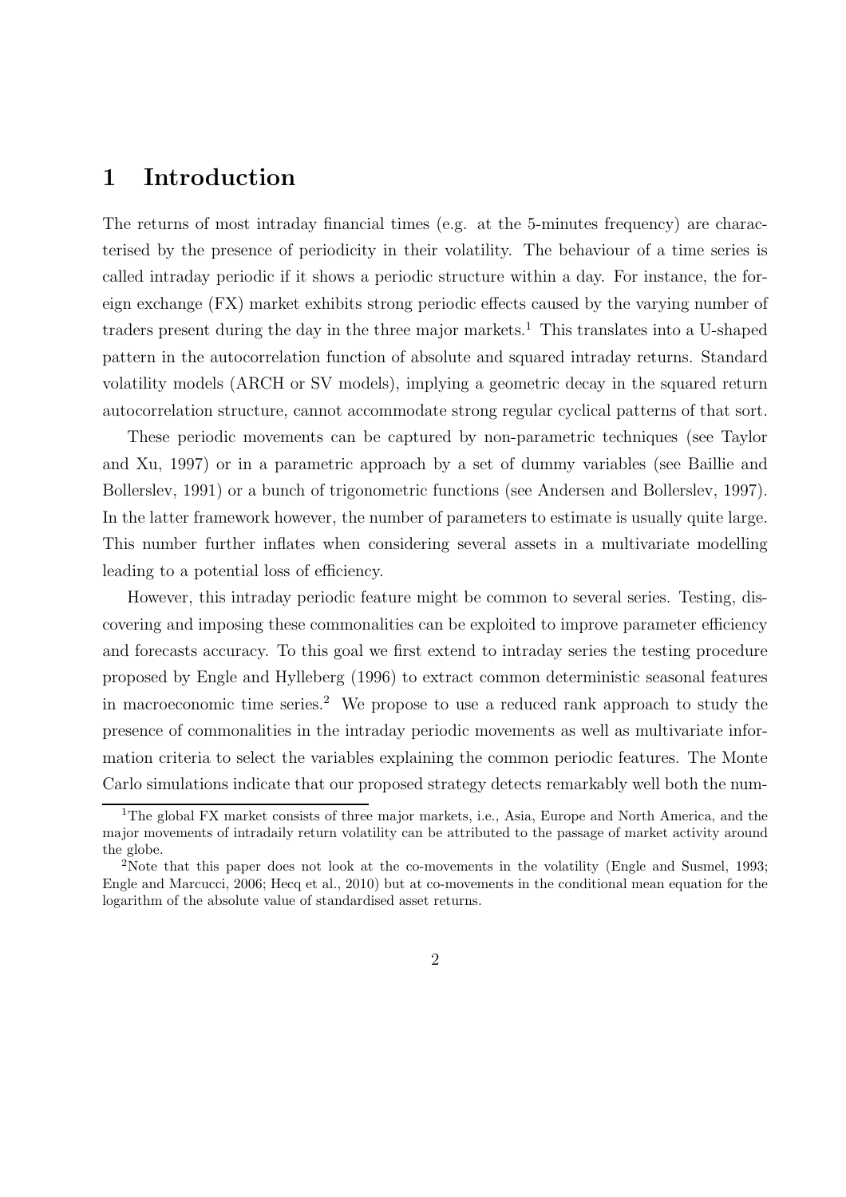# 1 Introduction

The returns of most intraday financial times (e.g. at the 5-minutes frequency) are characterised by the presence of periodicity in their volatility. The behaviour of a time series is called intraday periodic if it shows a periodic structure within a day. For instance, the foreign exchange (FX) market exhibits strong periodic effects caused by the varying number of traders present during the day in the three major markets.[1] This translates into a U-shaped pattern in the autocorrelation function of absolute and squared intraday returns. Standard volatility models (ARCH or SV models), implying a geometric decay in the squared return autocorrelation structure, cannot accommodate strong regular cyclical patterns of that sort.

These periodic movements can be captured by non-parametric techniques (see Taylor and Xu, 1997) or in a parametric approach by a set of dummy variables (see Baillie and Bollerslev, 1991) or a bunch of trigonometric functions (see Andersen and Bollerslev, 1997). In the latter framework however, the number of parameters to estimate is usually quite large. This number further inflates when considering several assets in a multivariate modelling leading to a potential loss of efficiency.

However, this intraday periodic feature might be common to several series. Testing, discovering and imposing these commonalities can be exploited to improve parameter efficiency and forecasts accuracy. To this goal we first extend to intraday series the testing procedure proposed by Engle and Hylleberg (1996) to extract common deterministic seasonal features in macroeconomic time series.[2] We propose to use a reduced rank approach to study the presence of commonalities in the intraday periodic movements as well as multivariate information criteria to select the variables explaining the common periodic features. The Monte Carlo simulations indicate that our proposed strategy detects remarkably well both the num-

[1] The global FX market consists of three major markets, i.e., Asia, Europe and North America, and the major movements of intradaily return volatility can be attributed to the passage of market activity around the globe.

[2] Note that this paper does not look at the co-movements in the volatility (Engle and Susmel, 1993; Engle and Marcucci, 2006; Hecq et al., 2010) but at co-movements in the conditional mean equation for the logarithm of the absolute value of standardised asset returns.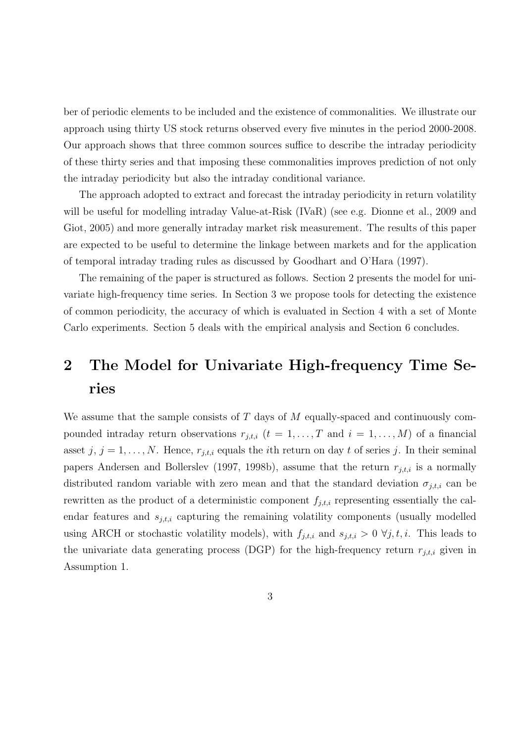ber of periodic elements to be included and the existence of commonalities. We illustrate our approach using thirty US stock returns observed every five minutes in the period 2000-2008. Our approach shows that three common sources suffice to describe the intraday periodicity of these thirty series and that imposing these commonalities improves prediction of not only the intraday periodicity but also the intraday conditional variance.

The approach adopted to extract and forecast the intraday periodicity in return volatility will be useful for modelling intraday Value-at-Risk (IVaR) (see e.g. Dionne et al., 2009 and Giot, 2005) and more generally intraday market risk measurement. The results of this paper are expected to be useful to determine the linkage between markets and for the application of temporal intraday trading rules as discussed by Goodhart and O'Hara (1997).

The remaining of the paper is structured as follows. Section 2 presents the model for univariate high-frequency time series. In Section 3 we propose tools for detecting the existence of common periodicity, the accuracy of which is evaluated in Section 4 with a set of Monte Carlo experiments. Section 5 deals with the empirical analysis and Section 6 concludes.

# 2 The Model for Univariate High-frequency Time Series

We assume that the sample consists of $T$ days of $M$ equally-spaced and continuously compounded intraday return observations $r_{j,t,i}$ ($t = 1, \ldots, T$ and $i = 1, \ldots, M$) of a financial asset $j$, $j = 1, \ldots, N$. Hence, $r_{j,t,i}$ equals the $i$th return on day $t$ of series $j$. In their seminal papers Andersen and Bollerslev (1997, 1998b), assume that the return $r_{j,t,i}$ is a normally distributed random variable with zero mean and that the standard deviation $\sigma_{j,t,i}$ can be rewritten as the product of a deterministic component $f_{j,t,i}$ representing essentially the calendar features and $s_{j,t,i}$ capturing the remaining volatility components (usually modelled using ARCH or stochastic volatility models), with $f_{j,t,i}$ and $s_{j,t,i} > 0$ $\forall j, t, i$. This leads to the univariate data generating process (DGP) for the high-frequency return $r_{j,t,i}$ given in Assumption 1.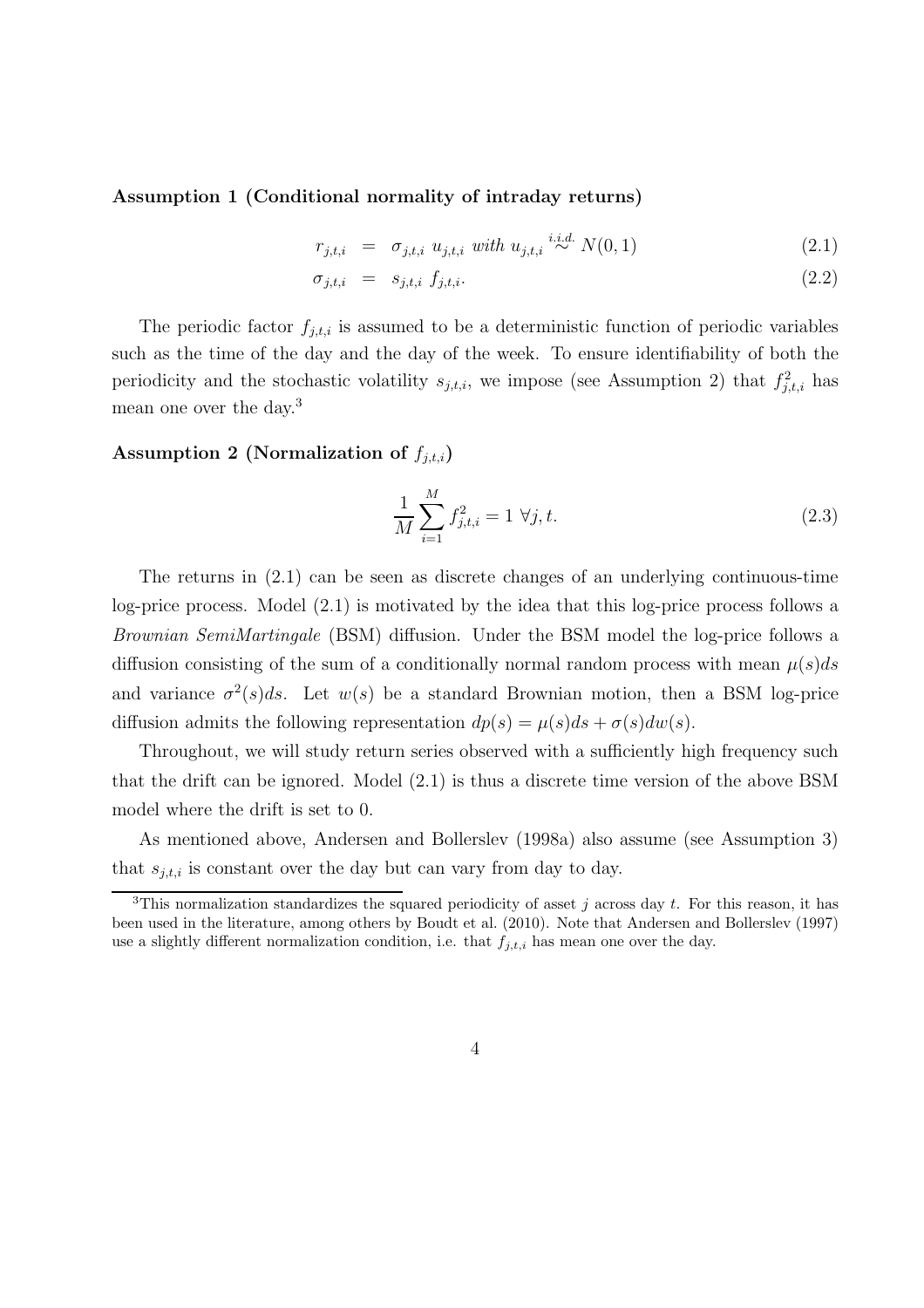**Assumption 1 (Conditional normality of intraday returns)**

$$
\begin{aligned}
r_{j,t,i} &= \sigma_{j,t,i}\ u_{j,t,i} \text{ with } u_{j,t,i} \overset{i.i.d.}{\sim} N(0,1) &\quad (2.1)\\
\sigma_{j,t,i} &= s_{j,t,i}\ f_{j,t,i}. &\quad (2.2)
\end{aligned}
$$

The periodic factor $f_{j,t,i}$ is assumed to be a deterministic function of periodic variables such as the time of the day and the day of the week. To ensure identifiability of both the periodicity and the stochastic volatility $s_{j,t,i}$, we impose (see Assumption 2) that $f^2_{j,t,i}$ has mean one over the day.[3]

**Assumption 2 (Normalization of $f_{j,t,i}$)**

$$
\frac{1}{M}\sum_{i=1}^{M} f^2_{j,t,i} = 1\ \forall j, t. \quad (2.3)
$$

The returns in (2.1) can be seen as discrete changes of an underlying continuous-time log-price process. Model (2.1) is motivated by the idea that this log-price process follows a *Brownian SemiMartingale* (BSM) diffusion. Under the BSM model the log-price follows a diffusion consisting of the sum of a conditionally normal random process with mean $\mu(s)ds$ and variance $\sigma^2(s)ds$. Let $w(s)$ be a standard Brownian motion, then a BSM log-price diffusion admits the following representation $dp(s) = \mu(s)ds + \sigma(s)dw(s)$.

Throughout, we will study return series observed with a sufficiently high frequency such that the drift can be ignored. Model (2.1) is thus a discrete time version of the above BSM model where the drift is set to 0.

As mentioned above, Andersen and Bollerslev (1998a) also assume (see Assumption 3) that $s_{j,t,i}$ is constant over the day but can vary from day to day.

[3] This normalization standardizes the squared periodicity of asset $j$ across day $t$. For this reason, it has been used in the literature, among others by Boudt et al. (2010). Note that Andersen and Bollerslev (1997) use a slightly different normalization condition, i.e. that $f_{j,t,i}$ has mean one over the day.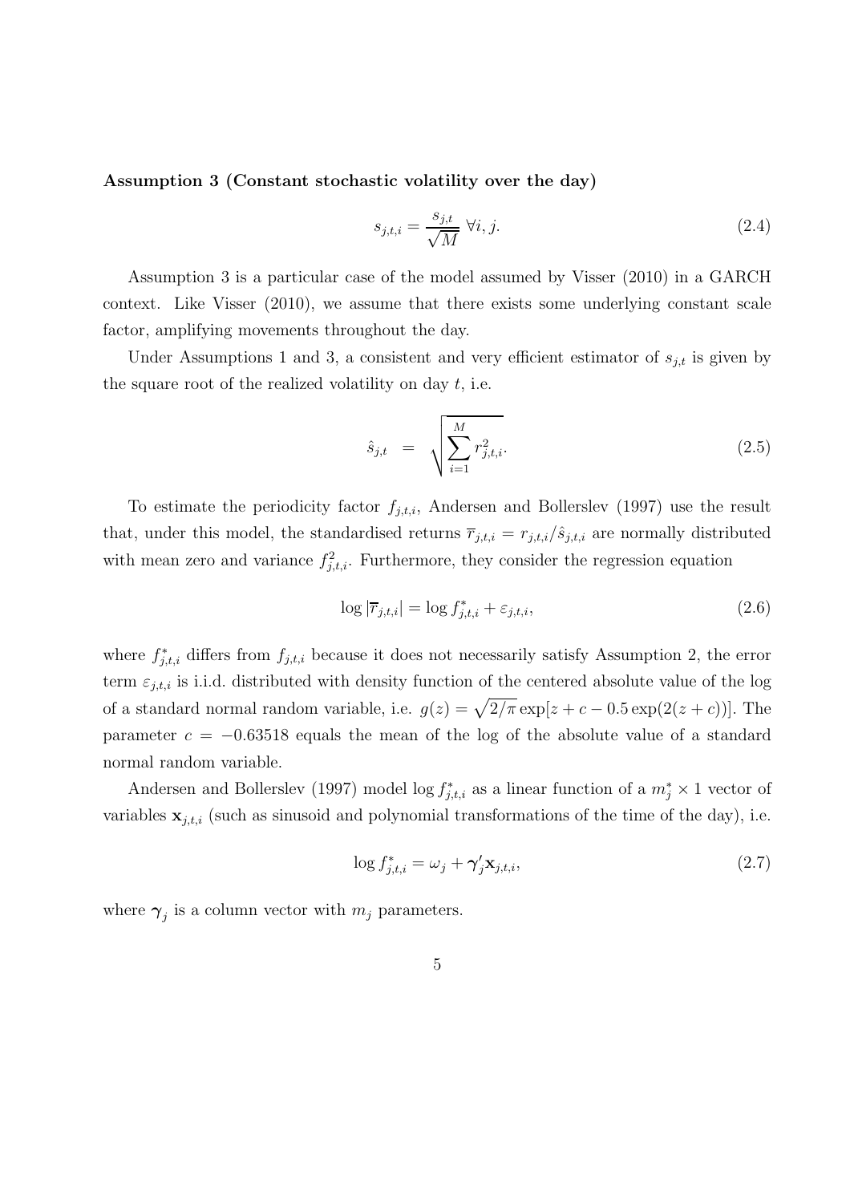**Assumption 3 (Constant stochastic volatility over the day)**

$$s_{j,t,i} = \frac{s_{j,t}}{\sqrt{M}} \ \forall i, j. \tag{2.4}$$

Assumption 3 is a particular case of the model assumed by Visser (2010) in a GARCH context. Like Visser (2010), we assume that there exists some underlying constant scale factor, amplifying movements throughout the day.

Under Assumptions 1 and 3, a consistent and very efficient estimator of $s_{j,t}$ is given by the square root of the realized volatility on day $t$, i.e.

$$\hat{s}_{j,t} \ = \ \sqrt{\sum_{i=1}^{M} r_{j,t,i}^2}. \tag{2.5}$$

To estimate the periodicity factor $f_{j,t,i}$, Andersen and Bollerslev (1997) use the result that, under this model, the standardised returns $\overline{r}_{j,t,i} = r_{j,t,i}/\hat{s}_{j,t,i}$ are normally distributed with mean zero and variance $f_{j,t,i}^2$. Furthermore, they consider the regression equation

$$\log |\overline{r}_{j,t,i}| = \log f_{j,t,i}^* + \varepsilon_{j,t,i}, \tag{2.6}$$

where $f_{j,t,i}^*$ differs from $f_{j,t,i}$ because it does not necessarily satisfy Assumption 2, the error term $\varepsilon_{j,t,i}$ is i.i.d. distributed with density function of the centered absolute value of the log of a standard normal random variable, i.e. $g(z) = \sqrt{2/\pi}\exp[z + c - 0.5\exp(2(z + c))]$. The parameter $c = -0.63518$ equals the mean of the log of the absolute value of a standard normal random variable.

Andersen and Bollerslev (1997) model $\log f_{j,t,i}^*$ as a linear function of a $m_j^* \times 1$ vector of variables $\mathbf{x}_{j,t,i}$ (such as sinusoid and polynomial transformations of the time of the day), i.e.

$$\log f_{j,t,i}^* = \omega_j + \boldsymbol{\gamma}_j' \mathbf{x}_{j,t,i}, \tag{2.7}$$

where $\boldsymbol{\gamma}_j$ is a column vector with $m_j$ parameters.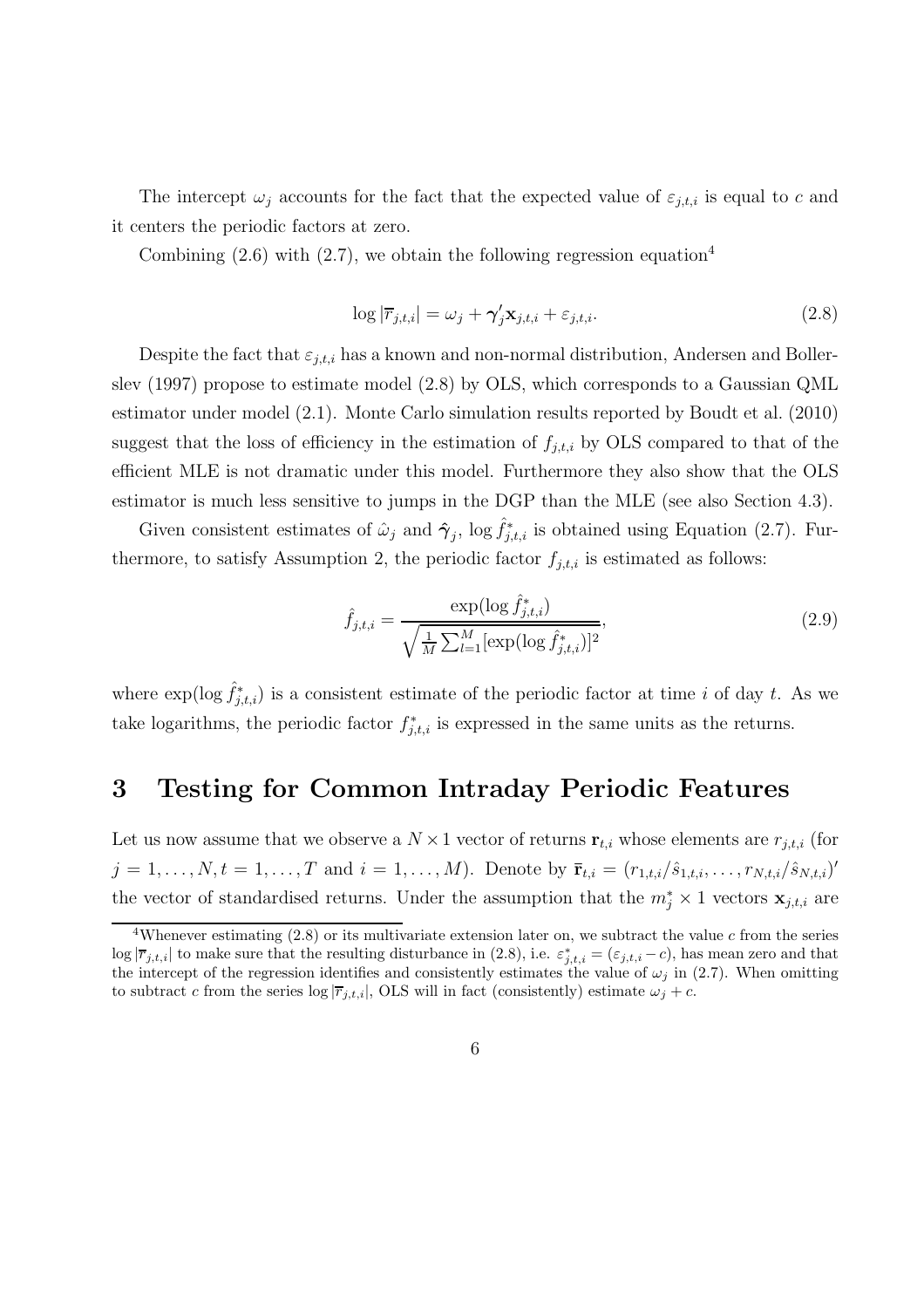The intercept $\omega_j$ accounts for the fact that the expected value of $\varepsilon_{j,t,i}$ is equal to $c$ and it centers the periodic factors at zero.

Combining (2.6) with (2.7), we obtain the following regression equation[4]

$$\log |\overline{r}_{j,t,i}| = \omega_j + \boldsymbol{\gamma}_j' \mathbf{x}_{j,t,i} + \varepsilon_{j,t,i}. \tag{2.8}$$

Despite the fact that $\varepsilon_{j,t,i}$ has a known and non-normal distribution, Andersen and Bollerslev (1997) propose to estimate model (2.8) by OLS, which corresponds to a Gaussian QML estimator under model (2.1). Monte Carlo simulation results reported by Boudt et al. (2010) suggest that the loss of efficiency in the estimation of $f_{j,t,i}$ by OLS compared to that of the efficient MLE is not dramatic under this model. Furthermore they also show that the OLS estimator is much less sensitive to jumps in the DGP than the MLE (see also Section 4.3).

Given consistent estimates of $\hat{\omega}_j$ and $\hat{\boldsymbol{\gamma}}_j$, $\log \hat{f}^*_{j,t,i}$ is obtained using Equation (2.7). Furthermore, to satisfy Assumption 2, the periodic factor $f_{j,t,i}$ is estimated as follows:

$$\hat{f}_{j,t,i} = \frac{\exp(\log \hat{f}^*_{j,t,i})}{\sqrt{\frac{1}{M}\sum_{l=1}^{M}[\exp(\log \hat{f}^*_{j,t,i})]^2}}, \tag{2.9}$$

where $\exp(\log \hat{f}^*_{j,t,i})$ is a consistent estimate of the periodic factor at time $i$ of day $t$. As we take logarithms, the periodic factor $f^*_{j,t,i}$ is expressed in the same units as the returns.

# 3 Testing for Common Intraday Periodic Features

Let us now assume that we observe a $N \times 1$ vector of returns $\mathbf{r}_{t,i}$ whose elements are $r_{j,t,i}$ (for $j = 1, \ldots, N, t = 1, \ldots, T$ and $i = 1, \ldots, M$). Denote by $\bar{\mathbf{r}}_{t,i} = (r_{1,t,i}/\hat{s}_{1,t,i}, \ldots, r_{N,t,i}/\hat{s}_{N,t,i})'$ the vector of standardised returns. Under the assumption that the $m^*_j \times 1$ vectors $\mathbf{x}_{j,t,i}$ are

[4] Whenever estimating (2.8) or its multivariate extension later on, we subtract the value $c$ from the series $\log |\overline{r}_{j,t,i}|$ to make sure that the resulting disturbance in (2.8), i.e. $\varepsilon^*_{j,t,i} = (\varepsilon_{j,t,i} - c)$, has mean zero and that the intercept of the regression identifies and consistently estimates the value of $\omega_j$ in (2.7). When omitting to subtract $c$ from the series $\log |\overline{r}_{j,t,i}|$, OLS will in fact (consistently) estimate $\omega_j + c$.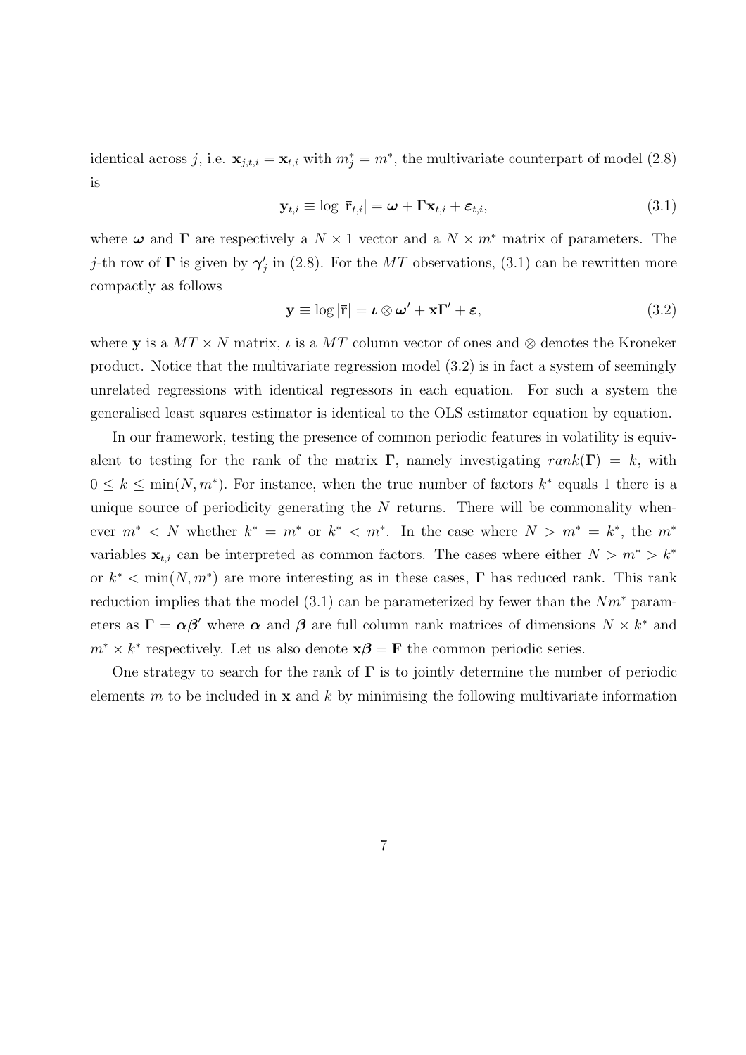identical across $j$, i.e. $\mathbf{x}_{j,t,i} = \mathbf{x}_{t,i}$ with $m_j^* = m^*$, the multivariate counterpart of model (2.8) is

$$\mathbf{y}_{t,i} \equiv \log |\bar{\mathbf{r}}_{t,i}| = \boldsymbol{\omega} + \boldsymbol{\Gamma} \mathbf{x}_{t,i} + \boldsymbol{\varepsilon}_{t,i}, \tag{3.1}$$

where $\boldsymbol{\omega}$ and $\boldsymbol{\Gamma}$ are respectively a $N \times 1$ vector and a $N \times m^*$ matrix of parameters. The $j$-th row of $\boldsymbol{\Gamma}$ is given by $\boldsymbol{\gamma}_j'$ in (2.8). For the $MT$ observations, (3.1) can be rewritten more compactly as follows

$$\mathbf{y} \equiv \log |\bar{\mathbf{r}}| = \boldsymbol{\iota} \otimes \boldsymbol{\omega}' + \mathbf{x}\boldsymbol{\Gamma}' + \boldsymbol{\varepsilon}, \tag{3.2}$$

where $\mathbf{y}$ is a $MT \times N$ matrix, $\iota$ is a $MT$ column vector of ones and $\otimes$ denotes the Kroneker product. Notice that the multivariate regression model (3.2) is in fact a system of seemingly unrelated regressions with identical regressors in each equation. For such a system the generalised least squares estimator is identical to the OLS estimator equation by equation.

In our framework, testing the presence of common periodic features in volatility is equivalent to testing for the rank of the matrix $\boldsymbol{\Gamma}$, namely investigating $rank(\boldsymbol{\Gamma}) = k$, with $0 \leq k \leq \min(N, m^*)$. For instance, when the true number of factors $k^*$ equals 1 there is a unique source of periodicity generating the $N$ returns. There will be commonality whenever $m^* < N$ whether $k^* = m^*$ or $k^* < m^*$. In the case where $N > m^* = k^*$, the $m^*$ variables $\mathbf{x}_{t,i}$ can be interpreted as common factors. The cases where either $N > m^* > k^*$ or $k^* < \min(N, m^*)$ are more interesting as in these cases, $\boldsymbol{\Gamma}$ has reduced rank. This rank reduction implies that the model (3.1) can be parameterized by fewer than the $Nm^*$ parameters as $\boldsymbol{\Gamma} = \boldsymbol{\alpha}\boldsymbol{\beta}'$ where $\boldsymbol{\alpha}$ and $\boldsymbol{\beta}$ are full column rank matrices of dimensions $N \times k^*$ and $m^* \times k^*$ respectively. Let us also denote $\mathbf{x}\boldsymbol{\beta} = \mathbf{F}$ the common periodic series.

One strategy to search for the rank of $\boldsymbol{\Gamma}$ is to jointly determine the number of periodic elements $m$ to be included in $\mathbf{x}$ and $k$ by minimising the following multivariate information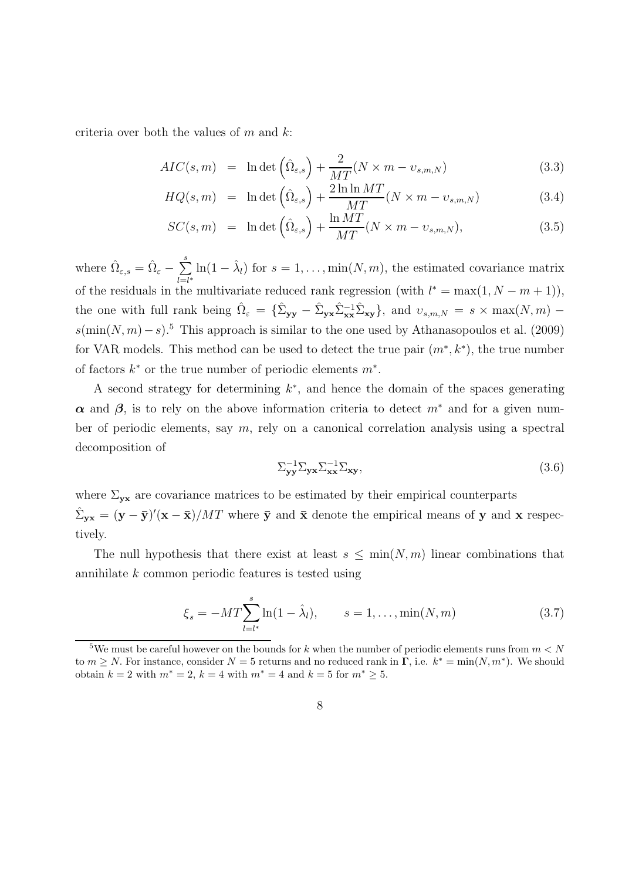criteria over both the values of $m$ and $k$:

$$
\begin{aligned}
AIC(s,m) &= \ln\det\left(\hat{\Omega}_{\varepsilon,s}\right) + \frac{2}{MT}(N \times m - \upsilon_{s,m,N}) && (3.3)\\
HQ(s,m) &= \ln\det\left(\hat{\Omega}_{\varepsilon,s}\right) + \frac{2\ln\ln MT}{MT}(N \times m - \upsilon_{s,m,N}) && (3.4)\\
SC(s,m) &= \ln\det\left(\hat{\Omega}_{\varepsilon,s}\right) + \frac{\ln MT}{MT}(N \times m - \upsilon_{s,m,N}), && (3.5)
\end{aligned}
$$

where $\hat{\Omega}_{\varepsilon,s} = \hat{\Omega}_{\varepsilon} - \sum_{l=l^*}^{s} \ln(1-\hat{\lambda}_l)$ for $s = 1, \ldots, \min(N,m)$, the estimated covariance matrix of the residuals in the multivariate reduced rank regression (with $l^* = \max(1, N-m+1)$), the one with full rank being $\hat{\Omega}_{\varepsilon} = \{\hat{\Sigma}_{\mathbf{yy}} - \hat{\Sigma}_{\mathbf{yx}}\hat{\Sigma}_{\mathbf{xx}}^{-1}\hat{\Sigma}_{\mathbf{xy}}\}$, and $\upsilon_{s,m,N} = s \times \max(N,m) - s(\min(N,m)-s)$.[5] This approach is similar to the one used by Athanasopoulos et al. (2009) for VAR models. This method can be used to detect the true pair $(m^*, k^*)$, the true number of factors $k^*$ or the true number of periodic elements $m^*$.

A second strategy for determining $k^*$, and hence the domain of the spaces generating $\boldsymbol{\alpha}$ and $\boldsymbol{\beta}$, is to rely on the above information criteria to detect $m^*$ and for a given number of periodic elements, say $m$, rely on a canonical correlation analysis using a spectral decomposition of

$$
\Sigma_{\mathbf{yy}}^{-1}\Sigma_{\mathbf{yx}}\Sigma_{\mathbf{xx}}^{-1}\Sigma_{\mathbf{xy}}, \qquad (3.6)
$$

where $\Sigma_{\mathbf{yx}}$ are covariance matrices to be estimated by their empirical counterparts $\hat{\Sigma}_{\mathbf{yx}} = (\mathbf{y} - \bar{\mathbf{y}})'(\mathbf{x} - \bar{\mathbf{x}})/MT$ where $\bar{\mathbf{y}}$ and $\bar{\mathbf{x}}$ denote the empirical means of $\mathbf{y}$ and $\mathbf{x}$ respectively.

The null hypothesis that there exist at least $s \leq \min(N,m)$ linear combinations that annihilate $k$ common periodic features is tested using

$$
\xi_s = -MT\sum_{l=l^*}^{s} \ln(1-\hat{\lambda}_l), \qquad s = 1, \ldots, \min(N,m) \qquad (3.7)
$$

[5] We must be careful however on the bounds for $k$ when the number of periodic elements runs from $m < N$ to $m \geq N$. For instance, consider $N = 5$ returns and no reduced rank in $\mathbf{\Gamma}$, i.e. $k^* = \min(N, m^*)$. We should obtain $k = 2$ with $m^* = 2$, $k = 4$ with $m^* = 4$ and $k = 5$ for $m^* \geq 5$.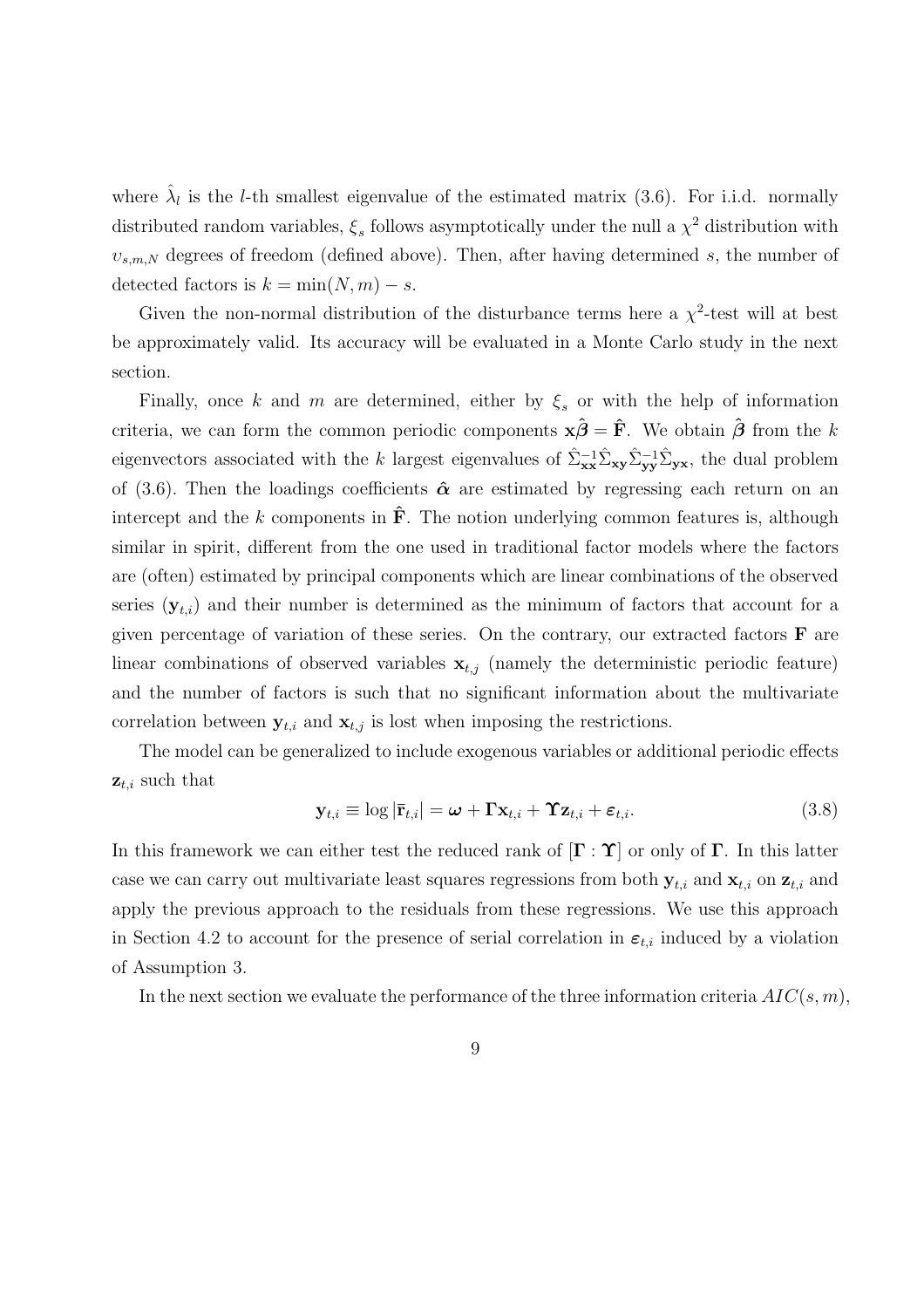where $\hat{\lambda}_l$ is the $l$-th smallest eigenvalue of the estimated matrix (3.6). For i.i.d. normally distributed random variables, $\xi_s$ follows asymptotically under the null a $\chi^2$ distribution with $\upsilon_{s,m,N}$ degrees of freedom (defined above). Then, after having determined $s$, the number of detected factors is $k = \min(N, m) - s$.

Given the non-normal distribution of the disturbance terms here a $\chi^2$-test will at best be approximately valid. Its accuracy will be evaluated in a Monte Carlo study in the next section.

Finally, once $k$ and $m$ are determined, either by $\xi_s$ or with the help of information criteria, we can form the common periodic components $\mathbf{x}\hat{\boldsymbol{\beta}} = \hat{\mathbf{F}}$. We obtain $\hat{\boldsymbol{\beta}}$ from the $k$ eigenvectors associated with the $k$ largest eigenvalues of $\hat{\Sigma}_{\mathbf{xx}}^{-1}\hat{\Sigma}_{\mathbf{xy}}\hat{\Sigma}_{\mathbf{yy}}^{-1}\hat{\Sigma}_{\mathbf{yx}}$, the dual problem of (3.6). Then the loadings coefficients $\hat{\boldsymbol{\alpha}}$ are estimated by regressing each return on an intercept and the $k$ components in $\hat{\mathbf{F}}$. The notion underlying common features is, although similar in spirit, different from the one used in traditional factor models where the factors are (often) estimated by principal components which are linear combinations of the observed series $(\mathbf{y}_{t,i})$ and their number is determined as the minimum of factors that account for a given percentage of variation of these series. On the contrary, our extracted factors $\mathbf{F}$ are linear combinations of observed variables $\mathbf{x}_{t,j}$ (namely the deterministic periodic feature) and the number of factors is such that no significant information about the multivariate correlation between $\mathbf{y}_{t,i}$ and $\mathbf{x}_{t,j}$ is lost when imposing the restrictions.

The model can be generalized to include exogenous variables or additional periodic effects $\mathbf{z}_{t,i}$ such that

$$\mathbf{y}_{t,i} \equiv \log|\bar{\mathbf{r}}_{t,i}| = \boldsymbol{\omega} + \boldsymbol{\Gamma}\mathbf{x}_{t,i} + \boldsymbol{\Upsilon}\mathbf{z}_{t,i} + \boldsymbol{\varepsilon}_{t,i}. \tag{3.8}$$

In this framework we can either test the reduced rank of $[\boldsymbol{\Gamma} : \boldsymbol{\Upsilon}]$ or only of $\boldsymbol{\Gamma}$. In this latter case we can carry out multivariate least squares regressions from both $\mathbf{y}_{t,i}$ and $\mathbf{x}_{t,i}$ on $\mathbf{z}_{t,i}$ and apply the previous approach to the residuals from these regressions. We use this approach in Section 4.2 to account for the presence of serial correlation in $\boldsymbol{\varepsilon}_{t,i}$ induced by a violation of Assumption 3.

In the next section we evaluate the performance of the three information criteria $AIC(s, m)$,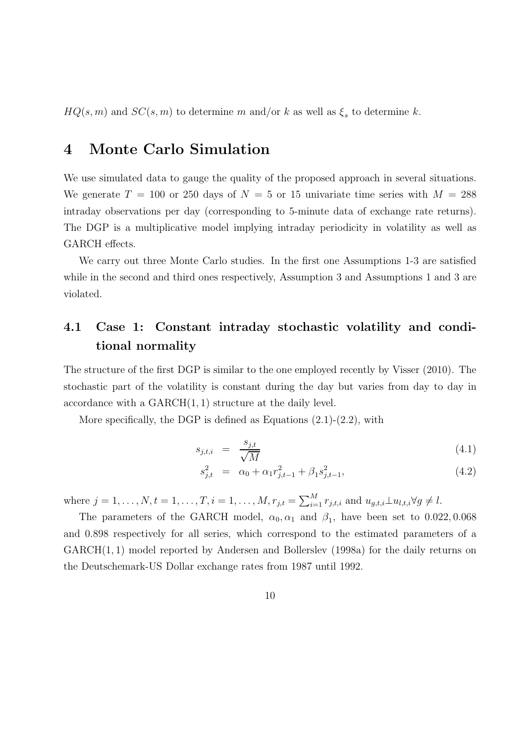$HQ(s, m)$ and $SC(s, m)$ to determine $m$ and/or $k$ as well as $\xi_s$ to determine $k$.

# 4 Monte Carlo Simulation

We use simulated data to gauge the quality of the proposed approach in several situations. We generate $T = 100$ or 250 days of $N = 5$ or 15 univariate time series with $M = 288$ intraday observations per day (corresponding to 5-minute data of exchange rate returns). The DGP is a multiplicative model implying intraday periodicity in volatility as well as GARCH effects.

We carry out three Monte Carlo studies. In the first one Assumptions 1-3 are satisfied while in the second and third ones respectively, Assumption 3 and Assumptions 1 and 3 are violated.

## 4.1 Case 1: Constant intraday stochastic volatility and conditional normality

The structure of the first DGP is similar to the one employed recently by Visser (2010). The stochastic part of the volatility is constant during the day but varies from day to day in accordance with a GARCH$(1, 1)$ structure at the daily level.

More specifically, the DGP is defined as Equations (2.1)-(2.2), with

$$s_{j,t,i} = \frac{s_{j,t}}{\sqrt{M}} \tag{4.1}$$

$$s_{j,t}^2 = \alpha_0 + \alpha_1 r_{j,t-1}^2 + \beta_1 s_{j,t-1}^2, \tag{4.2}$$

where $j = 1, \ldots, N, t = 1, \ldots, T, i = 1, \ldots, M, r_{j,t} = \sum_{i=1}^{M} r_{j,t,i}$ and $u_{g,t,i} \perp u_{l,t,i} \forall g \neq l$.

The parameters of the GARCH model, $\alpha_0, \alpha_1$ and $\beta_1$, have been set to $0.022, 0.068$ and $0.898$ respectively for all series, which correspond to the estimated parameters of a GARCH$(1, 1)$ model reported by Andersen and Bollerslev (1998a) for the daily returns on the Deutschemark-US Dollar exchange rates from 1987 until 1992.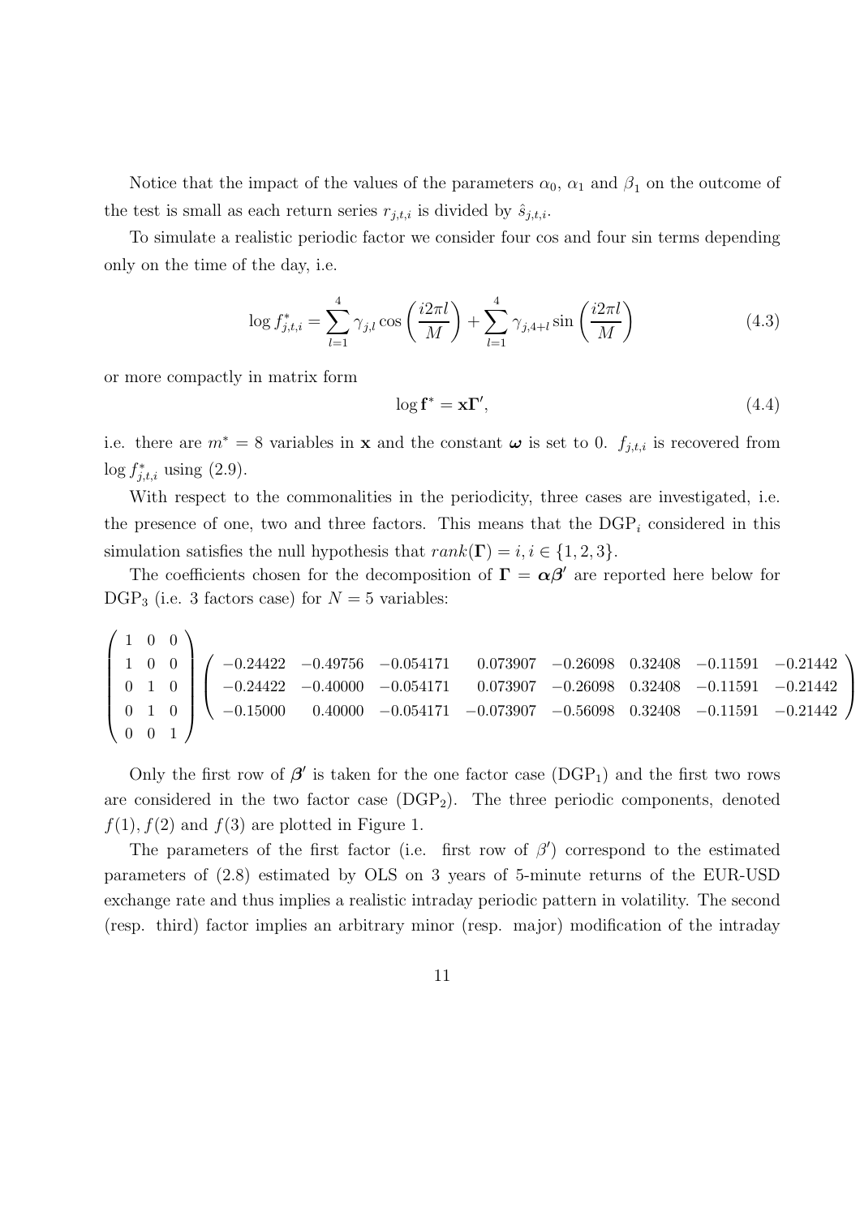Notice that the impact of the values of the parameters $\alpha_0$, $\alpha_1$ and $\beta_1$ on the outcome of the test is small as each return series $r_{j,t,i}$ is divided by $\hat{s}_{j,t,i}$.

To simulate a realistic periodic factor we consider four cos and four sin terms depending only on the time of the day, i.e.

$$\log f^*_{j,t,i} = \sum_{l=1}^{4} \gamma_{j,l} \cos\left(\frac{i2\pi l}{M}\right) + \sum_{l=1}^{4} \gamma_{j,4+l} \sin\left(\frac{i2\pi l}{M}\right) \tag{4.3}$$

or more compactly in matrix form

$$\log \mathbf{f}^* = \mathbf{x}\mathbf{\Gamma}', \tag{4.4}$$

i.e. there are $m^* = 8$ variables in $\mathbf{x}$ and the constant $\boldsymbol{\omega}$ is set to 0. $f_{j,t,i}$ is recovered from $\log f^*_{j,t,i}$ using (2.9).

With respect to the commonalities in the periodicity, three cases are investigated, i.e. the presence of one, two and three factors. This means that the DGP$_i$ considered in this simulation satisfies the null hypothesis that $rank(\mathbf{\Gamma}) = i, i \in \{1, 2, 3\}$.

The coefficients chosen for the decomposition of $\mathbf{\Gamma} = \boldsymbol{\alpha}\boldsymbol{\beta}'$ are reported here below for DGP$_3$ (i.e. 3 factors case) for $N = 5$ variables:

$$\begin{pmatrix} 1 & 0 & 0 \\ 1 & 0 & 0 \\ 0 & 1 & 0 \\ 0 & 1 & 0 \\ 0 & 0 & 1 \end{pmatrix} \begin{pmatrix} -0.24422 & -0.49756 & -0.054171 & 0.073907 & -0.26098 & 0.32408 & -0.11591 & -0.21442 \\ -0.24422 & -0.40000 & -0.054171 & 0.073907 & -0.26098 & 0.32408 & -0.11591 & -0.21442 \\ -0.15000 & 0.40000 & -0.054171 & -0.073907 & -0.56098 & 0.32408 & -0.11591 & -0.21442 \end{pmatrix}$$

Only the first row of $\boldsymbol{\beta}'$ is taken for the one factor case (DGP$_1$) and the first two rows are considered in the two factor case (DGP$_2$). The three periodic components, denoted $f(1), f(2)$ and $f(3)$ are plotted in Figure 1.

The parameters of the first factor (i.e. first row of $\beta'$) correspond to the estimated parameters of (2.8) estimated by OLS on 3 years of 5-minute returns of the EUR-USD exchange rate and thus implies a realistic intraday periodic pattern in volatility. The second (resp. third) factor implies an arbitrary minor (resp. major) modification of the intraday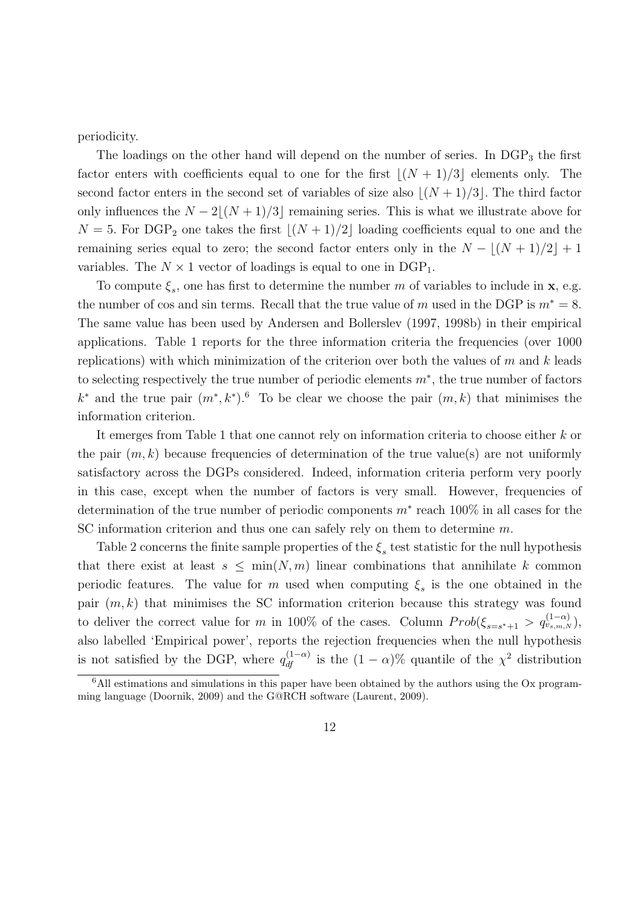periodicity.

The loadings on the other hand will depend on the number of series. In $\text{DGP}_3$ the first factor enters with coefficients equal to one for the first $\lfloor (N+1)/3 \rfloor$ elements only. The second factor enters in the second set of variables of size also $\lfloor (N+1)/3 \rfloor$. The third factor only influences the $N - 2\lfloor (N+1)/3 \rfloor$ remaining series. This is what we illustrate above for $N = 5$. For $\text{DGP}_2$ one takes the first $\lfloor (N+1)/2 \rfloor$ loading coefficients equal to one and the remaining series equal to zero; the second factor enters only in the $N - \lfloor (N+1)/2 \rfloor + 1$ variables. The $N \times 1$ vector of loadings is equal to one in $\text{DGP}_1$.

To compute $\xi_s$, one has first to determine the number $m$ of variables to include in $\mathbf{x}$, e.g. the number of cos and sin terms. Recall that the true value of $m$ used in the DGP is $m^* = 8$. The same value has been used by Andersen and Bollerslev (1997, 1998b) in their empirical applications. Table 1 reports for the three information criteria the frequencies (over 1000 replications) with which minimization of the criterion over both the values of $m$ and $k$ leads to selecting respectively the true number of periodic elements $m^*$, the true number of factors $k^*$ and the true pair $(m^*, k^*)$.[6] To be clear we choose the pair $(m, k)$ that minimises the information criterion.

It emerges from Table 1 that one cannot rely on information criteria to choose either $k$ or the pair $(m, k)$ because frequencies of determination of the true value(s) are not uniformly satisfactory across the DGPs considered. Indeed, information criteria perform very poorly in this case, except when the number of factors is very small. However, frequencies of determination of the true number of periodic components $m^*$ reach 100% in all cases for the SC information criterion and thus one can safely rely on them to determine $m$.

Table 2 concerns the finite sample properties of the $\xi_s$ test statistic for the null hypothesis that there exist at least $s \leq \min(N, m)$ linear combinations that annihilate $k$ common periodic features. The value for $m$ used when computing $\xi_s$ is the one obtained in the pair $(m, k)$ that minimises the SC information criterion because this strategy was found to deliver the correct value for $m$ in 100% of the cases. Column $Prob(\xi_{s=s^*+1} > q^{(1-\alpha)}_{v_{s,m,N}})$, also labelled 'Empirical power', reports the rejection frequencies when the null hypothesis is not satisfied by the DGP, where $q^{(1-\alpha)}_{df}$ is the $(1-\alpha)\%$ quantile of the $\chi^2$ distribution

[6] All estimations and simulations in this paper have been obtained by the authors using the Ox programming language (Doornik, 2009) and the G@RCH software (Laurent, 2009).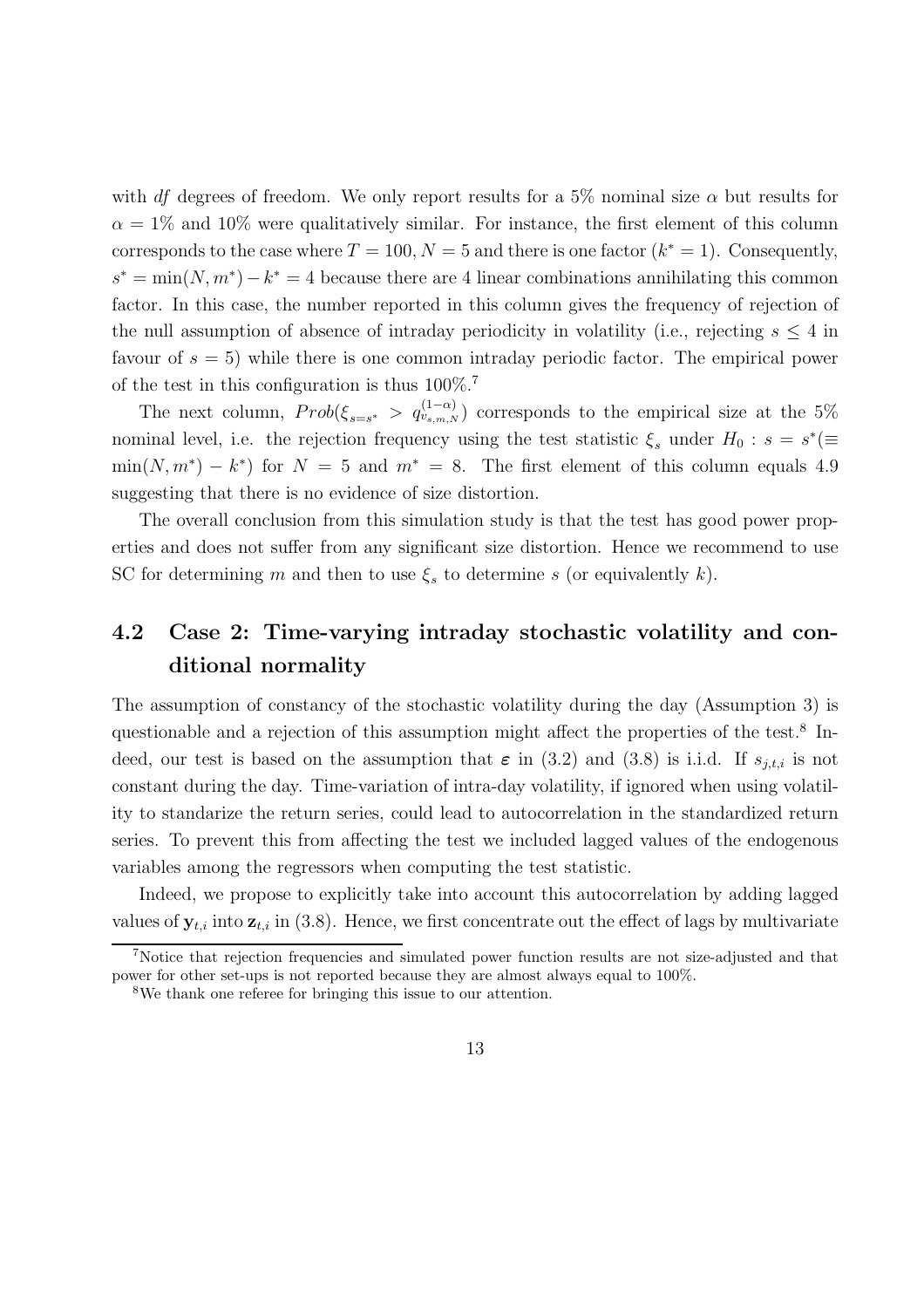with *df* degrees of freedom. We only report results for a 5% nominal size $\alpha$ but results for $\alpha = 1\%$ and $10\%$ were qualitatively similar. For instance, the first element of this column corresponds to the case where $T = 100, N = 5$ and there is one factor ($k^* = 1$). Consequently, $s^* = \min(N, m^*) - k^* = 4$ because there are 4 linear combinations annihilating this common factor. In this case, the number reported in this column gives the frequency of rejection of the null assumption of absence of intraday periodicity in volatility (i.e., rejecting $s \leq 4$ in favour of $s = 5$) while there is one common intraday periodic factor. The empirical power of the test in this configuration is thus 100%.[7]

The next column, $Prob(\xi_{s=s^*} > q^{(1-\alpha)}_{v_{s,m,N}})$ corresponds to the empirical size at the 5% nominal level, i.e. the rejection frequency using the test statistic $\xi_s$ under $H_0 : s = s^*(\equiv \min(N, m^*) - k^*)$ for $N = 5$ and $m^* = 8$. The first element of this column equals 4.9 suggesting that there is no evidence of size distortion.

The overall conclusion from this simulation study is that the test has good power properties and does not suffer from any significant size distortion. Hence we recommend to use SC for determining $m$ and then to use $\xi_s$ to determine $s$ (or equivalently $k$).

## 4.2 Case 2: Time-varying intraday stochastic volatility and conditional normality

The assumption of constancy of the stochastic volatility during the day (Assumption 3) is questionable and a rejection of this assumption might affect the properties of the test.[8] Indeed, our test is based on the assumption that $\boldsymbol{\varepsilon}$ in (3.2) and (3.8) is i.i.d. If $s_{j,t,i}$ is not constant during the day. Time-variation of intra-day volatility, if ignored when using volatility to standarize the return series, could lead to autocorrelation in the standardized return series. To prevent this from affecting the test we included lagged values of the endogenous variables among the regressors when computing the test statistic.

Indeed, we propose to explicitly take into account this autocorrelation by adding lagged values of $\mathbf{y}_{t,i}$ into $\mathbf{z}_{t,i}$ in (3.8). Hence, we first concentrate out the effect of lags by multivariate

[7] Notice that rejection frequencies and simulated power function results are not size-adjusted and that power for other set-ups is not reported because they are almost always equal to 100%.

[8] We thank one referee for bringing this issue to our attention.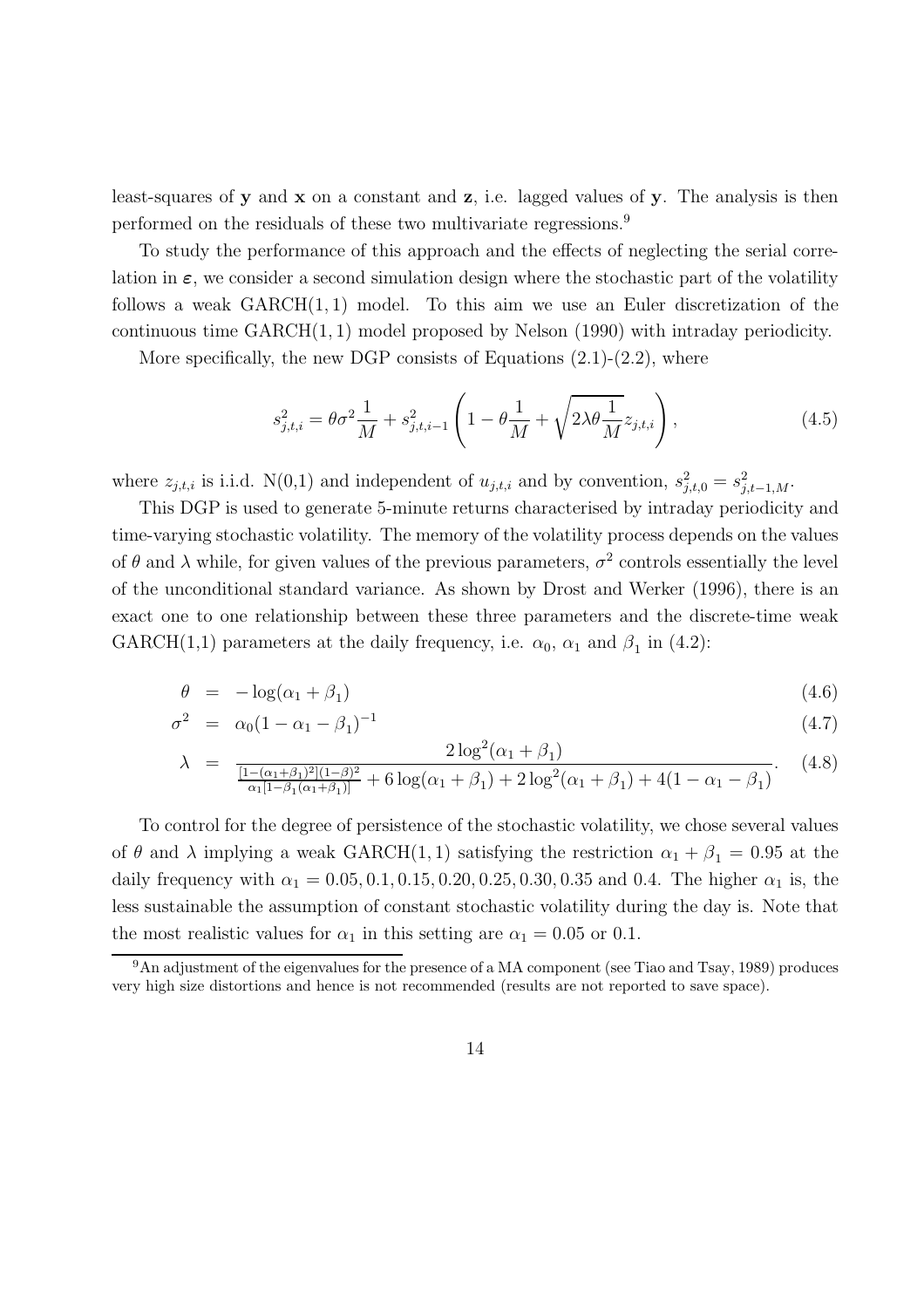least-squares of $\mathbf{y}$ and $\mathbf{x}$ on a constant and $\mathbf{z}$, i.e. lagged values of $\mathbf{y}$. The analysis is then performed on the residuals of these two multivariate regressions.[9]

To study the performance of this approach and the effects of neglecting the serial correlation in $\boldsymbol{\varepsilon}$, we consider a second simulation design where the stochastic part of the volatility follows a weak GARCH$(1,1)$ model. To this aim we use an Euler discretization of the continuous time GARCH$(1,1)$ model proposed by Nelson (1990) with intraday periodicity.

More specifically, the new DGP consists of Equations (2.1)-(2.2), where

$$s^2_{j,t,i} = \theta\sigma^2\frac{1}{M} + s^2_{j,t,i-1}\left(1 - \theta\frac{1}{M} + \sqrt{2\lambda\theta\frac{1}{M}}z_{j,t,i}\right), \tag{4.5}$$

where $z_{j,t,i}$ is i.i.d. N(0,1) and independent of $u_{j,t,i}$ and by convention, $s^2_{j,t,0} = s^2_{j,t-1,M}$.

This DGP is used to generate 5-minute returns characterised by intraday periodicity and time-varying stochastic volatility. The memory of the volatility process depends on the values of $\theta$ and $\lambda$ while, for given values of the previous parameters, $\sigma^2$ controls essentially the level of the unconditional standard variance. As shown by Drost and Werker (1996), there is an exact one to one relationship between these three parameters and the discrete-time weak GARCH(1,1) parameters at the daily frequency, i.e. $\alpha_0$, $\alpha_1$ and $\beta_1$ in (4.2):

$$\theta = -\log(\alpha_1 + \beta_1) \tag{4.6}$$

$$\sigma^2 = \alpha_0(1 - \alpha_1 - \beta_1)^{-1} \tag{4.7}$$

$$\lambda = \frac{2\log^2(\alpha_1 + \beta_1)}{\frac{[1-(\alpha_1+\beta_1)^2](1-\beta)^2}{\alpha_1[1-\beta_1(\alpha_1+\beta_1)]} + 6\log(\alpha_1 + \beta_1) + 2\log^2(\alpha_1 + \beta_1) + 4(1 - \alpha_1 - \beta_1)}. \tag{4.8}$$

To control for the degree of persistence of the stochastic volatility, we chose several values of $\theta$ and $\lambda$ implying a weak GARCH$(1,1)$ satisfying the restriction $\alpha_1 + \beta_1 = 0.95$ at the daily frequency with $\alpha_1 = 0.05, 0.1, 0.15, 0.20, 0.25, 0.30, 0.35$ and $0.4$. The higher $\alpha_1$ is, the less sustainable the assumption of constant stochastic volatility during the day is. Note that the most realistic values for $\alpha_1$ in this setting are $\alpha_1 = 0.05$ or $0.1$.

[9] An adjustment of the eigenvalues for the presence of a MA component (see Tiao and Tsay, 1989) produces very high size distortions and hence is not recommended (results are not reported to save space).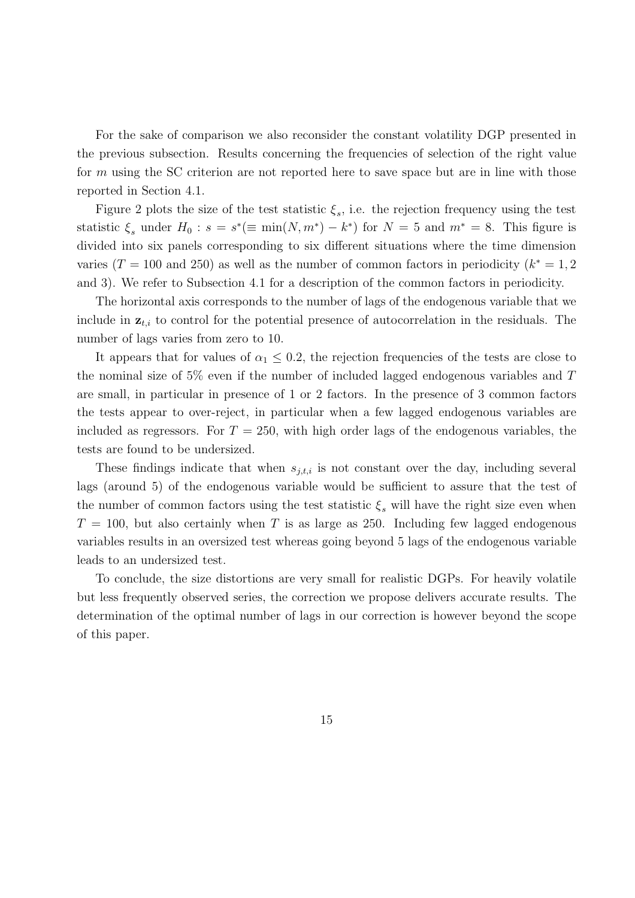For the sake of comparison we also reconsider the constant volatility DGP presented in the previous subsection. Results concerning the frequencies of selection of the right value for $m$ using the SC criterion are not reported here to save space but are in line with those reported in Section 4.1.

Figure 2 plots the size of the test statistic $\xi_s$, i.e. the rejection frequency using the test statistic $\xi_s$ under $H_0 : s = s^*(\equiv \min(N, m^*) - k^*)$ for $N = 5$ and $m^* = 8$. This figure is divided into six panels corresponding to six different situations where the time dimension varies ($T = 100$ and 250) as well as the number of common factors in periodicity ($k^* = 1, 2$ and 3). We refer to Subsection 4.1 for a description of the common factors in periodicity.

The horizontal axis corresponds to the number of lags of the endogenous variable that we include in $\mathbf{z}_{t,i}$ to control for the potential presence of autocorrelation in the residuals. The number of lags varies from zero to 10.

It appears that for values of $\alpha_1 \leq 0.2$, the rejection frequencies of the tests are close to the nominal size of 5% even if the number of included lagged endogenous variables and $T$ are small, in particular in presence of 1 or 2 factors. In the presence of 3 common factors the tests appear to over-reject, in particular when a few lagged endogenous variables are included as regressors. For $T = 250$, with high order lags of the endogenous variables, the tests are found to be undersized.

These findings indicate that when $s_{j,t,i}$ is not constant over the day, including several lags (around 5) of the endogenous variable would be sufficient to assure that the test of the number of common factors using the test statistic $\xi_s$ will have the right size even when $T = 100$, but also certainly when $T$ is as large as 250. Including few lagged endogenous variables results in an oversized test whereas going beyond 5 lags of the endogenous variable leads to an undersized test.

To conclude, the size distortions are very small for realistic DGPs. For heavily volatile but less frequently observed series, the correction we propose delivers accurate results. The determination of the optimal number of lags in our correction is however beyond the scope of this paper.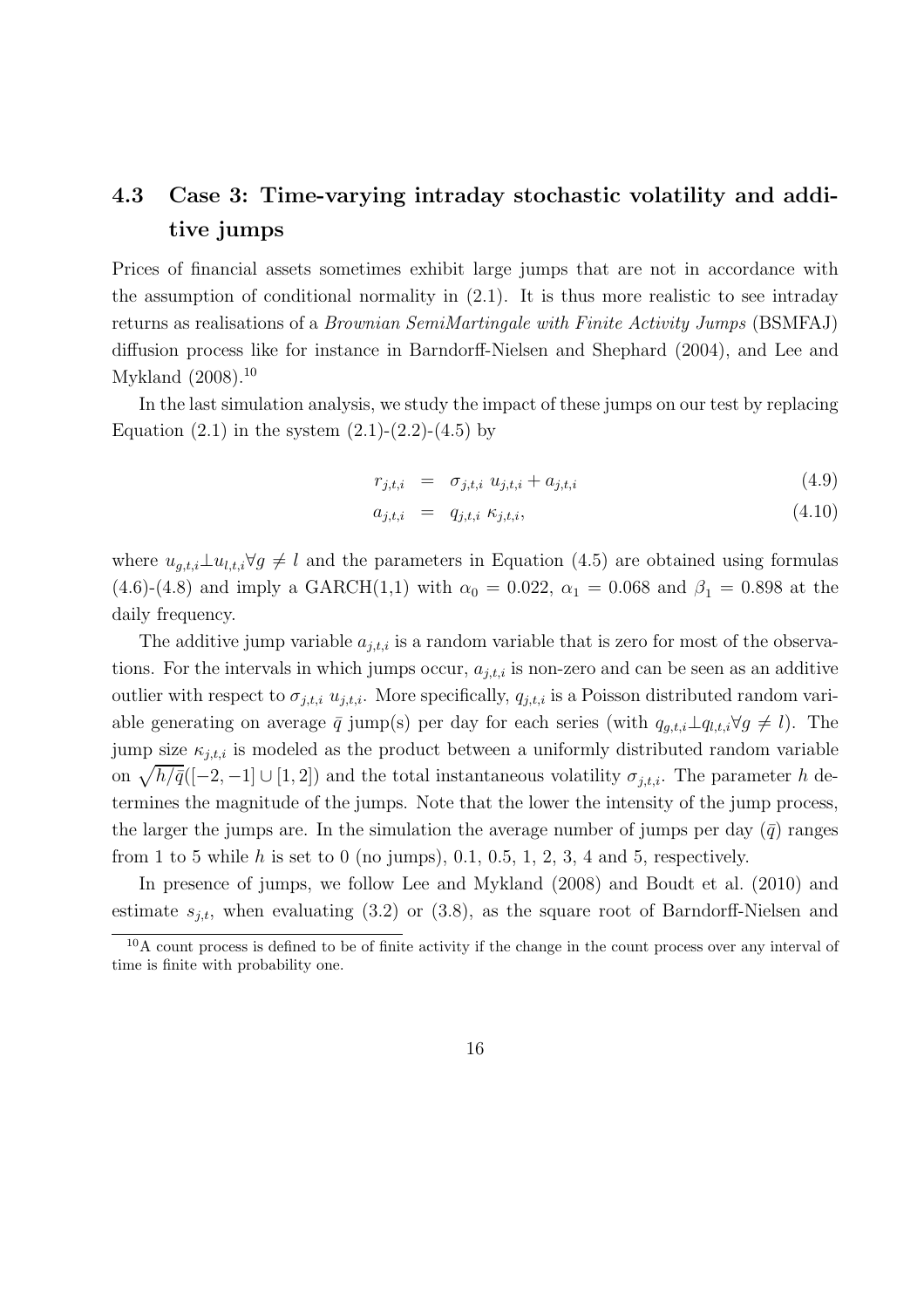### 4.3 Case 3: Time-varying intraday stochastic volatility and additive jumps

Prices of financial assets sometimes exhibit large jumps that are not in accordance with the assumption of conditional normality in (2.1). It is thus more realistic to see intraday returns as realisations of a *Brownian SemiMartingale with Finite Activity Jumps* (BSMFAJ) diffusion process like for instance in Barndorff-Nielsen and Shephard (2004), and Lee and Mykland (2008).[10]

In the last simulation analysis, we study the impact of these jumps on our test by replacing Equation (2.1) in the system (2.1)-(2.2)-(4.5) by

$$r_{j,t,i} = \sigma_{j,t,i} \, u_{j,t,i} + a_{j,t,i} \tag{4.9}$$

$$a_{j,t,i} = q_{j,t,i} \, \kappa_{j,t,i}, \tag{4.10}$$

where $u_{g,t,i} \perp u_{l,t,i} \forall g \neq l$ and the parameters in Equation (4.5) are obtained using formulas (4.6)-(4.8) and imply a GARCH(1,1) with $\alpha_0 = 0.022$, $\alpha_1 = 0.068$ and $\beta_1 = 0.898$ at the daily frequency.

The additive jump variable $a_{j,t,i}$ is a random variable that is zero for most of the observations. For the intervals in which jumps occur, $a_{j,t,i}$ is non-zero and can be seen as an additive outlier with respect to $\sigma_{j,t,i} \, u_{j,t,i}$. More specifically, $q_{j,t,i}$ is a Poisson distributed random variable generating on average $\bar{q}$ jump(s) per day for each series (with $q_{g,t,i} \perp q_{l,t,i} \forall g \neq l$). The jump size $\kappa_{j,t,i}$ is modeled as the product between a uniformly distributed random variable on $\sqrt{h/\bar{q}}([-2,-1] \cup [1,2])$ and the total instantaneous volatility $\sigma_{j,t,i}$. The parameter $h$ determines the magnitude of the jumps. Note that the lower the intensity of the jump process, the larger the jumps are. In the simulation the average number of jumps per day ($\bar{q}$) ranges from 1 to 5 while $h$ is set to 0 (no jumps), 0.1, 0.5, 1, 2, 3, 4 and 5, respectively.

In presence of jumps, we follow Lee and Mykland (2008) and Boudt et al. (2010) and estimate $s_{j,t}$, when evaluating (3.2) or (3.8), as the square root of Barndorff-Nielsen and

[10] A count process is defined to be of finite activity if the change in the count process over any interval of time is finite with probability one.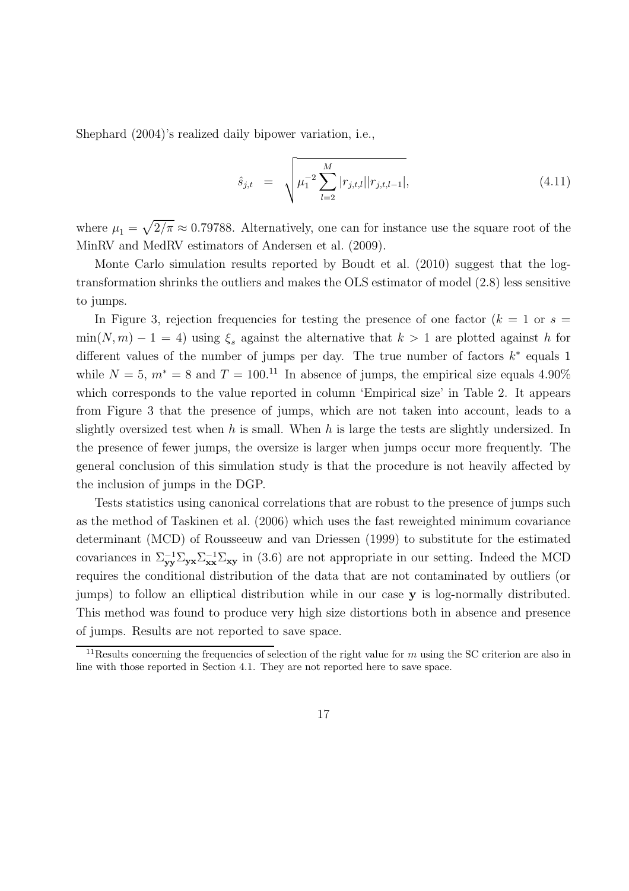Shephard (2004)'s realized daily bipower variation, i.e.,

$$\hat{s}_{j,t} = \sqrt{\mu_1^{-2} \sum_{l=2}^{M} |r_{j,t,l}||r_{j,t,l-1}|}, \tag{4.11}$$

where $\mu_1 = \sqrt{2/\pi} \approx 0.79788$. Alternatively, one can for instance use the square root of the MinRV and MedRV estimators of Andersen et al. (2009).

Monte Carlo simulation results reported by Boudt et al. (2010) suggest that the log-transformation shrinks the outliers and makes the OLS estimator of model (2.8) less sensitive to jumps.

In Figure 3, rejection frequencies for testing the presence of one factor ($k = 1$ or $s = \min(N, m) - 1 = 4$) using $\xi_s$ against the alternative that $k > 1$ are plotted against $h$ for different values of the number of jumps per day. The true number of factors $k^*$ equals 1 while $N = 5$, $m^* = 8$ and $T = 100$.[11] In absence of jumps, the empirical size equals 4.90% which corresponds to the value reported in column 'Empirical size' in Table 2. It appears from Figure 3 that the presence of jumps, which are not taken into account, leads to a slightly oversized test when $h$ is small. When $h$ is large the tests are slightly undersized. In the presence of fewer jumps, the oversize is larger when jumps occur more frequently. The general conclusion of this simulation study is that the procedure is not heavily affected by the inclusion of jumps in the DGP.

Tests statistics using canonical correlations that are robust to the presence of jumps such as the method of Taskinen et al. (2006) which uses the fast reweighted minimum covariance determinant (MCD) of Rousseeuw and van Driessen (1999) to substitute for the estimated covariances in $\Sigma_{\mathbf{yy}}^{-1}\Sigma_{\mathbf{yx}}\Sigma_{\mathbf{xx}}^{-1}\Sigma_{\mathbf{xy}}$ in (3.6) are not appropriate in our setting. Indeed the MCD requires the conditional distribution of the data that are not contaminated by outliers (or jumps) to follow an elliptical distribution while in our case $\mathbf{y}$ is log-normally distributed. This method was found to produce very high size distortions both in absence and presence of jumps. Results are not reported to save space.

[11] Results concerning the frequencies of selection of the right value for $m$ using the SC criterion are also in line with those reported in Section 4.1. They are not reported here to save space.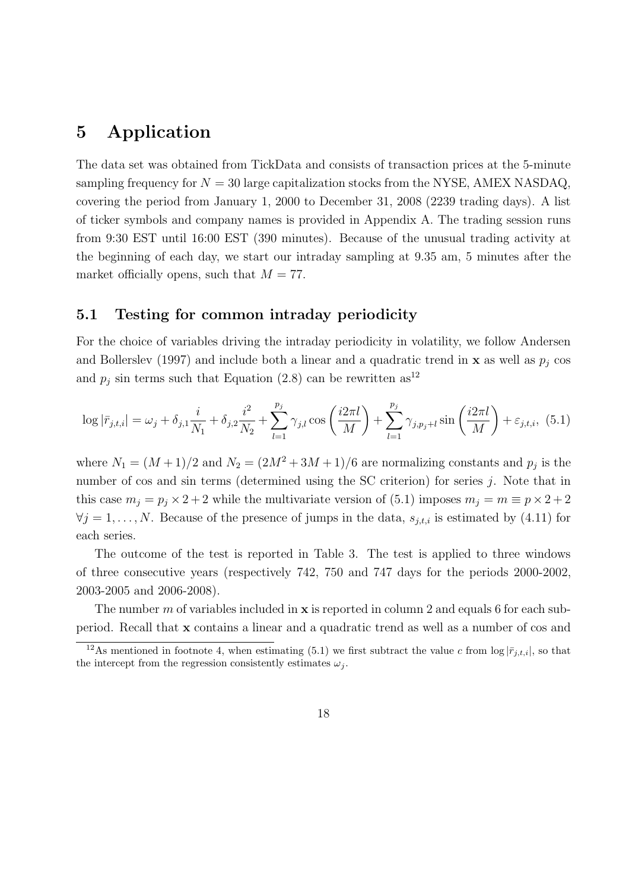# 5 Application

The data set was obtained from TickData and consists of transaction prices at the 5-minute sampling frequency for $N = 30$ large capitalization stocks from the NYSE, AMEX NASDAQ, covering the period from January 1, 2000 to December 31, 2008 (2239 trading days). A list of ticker symbols and company names is provided in Appendix A. The trading session runs from 9:30 EST until 16:00 EST (390 minutes). Because of the unusual trading activity at the beginning of each day, we start our intraday sampling at 9.35 am, 5 minutes after the market officially opens, such that $M = 77$.

## 5.1 Testing for common intraday periodicity

For the choice of variables driving the intraday periodicity in volatility, we follow Andersen and Bollerslev (1997) and include both a linear and a quadratic trend in $\mathbf{x}$ as well as $p_j$ cos and $p_j$ sin terms such that Equation (2.8) can be rewritten as[12]

$$\log |\bar{r}_{j,t,i}| = \omega_j + \delta_{j,1}\frac{i}{N_1} + \delta_{j,2}\frac{i^2}{N_2} + \sum_{l=1}^{p_j} \gamma_{j,l} \cos\left(\frac{i2\pi l}{M}\right) + \sum_{l=1}^{p_j} \gamma_{j,p_j+l} \sin\left(\frac{i2\pi l}{M}\right) + \varepsilon_{j,t,i}, \quad (5.1)$$

where $N_1 = (M+1)/2$ and $N_2 = (2M^2 + 3M + 1)/6$ are normalizing constants and $p_j$ is the number of cos and sin terms (determined using the SC criterion) for series $j$. Note that in this case $m_j = p_j \times 2 + 2$ while the multivariate version of (5.1) imposes $m_j = m \equiv p \times 2 + 2$ $\forall j = 1, \ldots, N$. Because of the presence of jumps in the data, $s_{j,t,i}$ is estimated by (4.11) for each series.

The outcome of the test is reported in Table 3. The test is applied to three windows of three consecutive years (respectively 742, 750 and 747 days for the periods 2000-2002, 2003-2005 and 2006-2008).

The number $m$ of variables included in $\mathbf{x}$ is reported in column 2 and equals 6 for each subperiod. Recall that $\mathbf{x}$ contains a linear and a quadratic trend as well as a number of cos and

[12] As mentioned in footnote 4, when estimating (5.1) we first subtract the value $c$ from $\log |\bar{r}_{j,t,i}|$, so that the intercept from the regression consistently estimates $\omega_j$.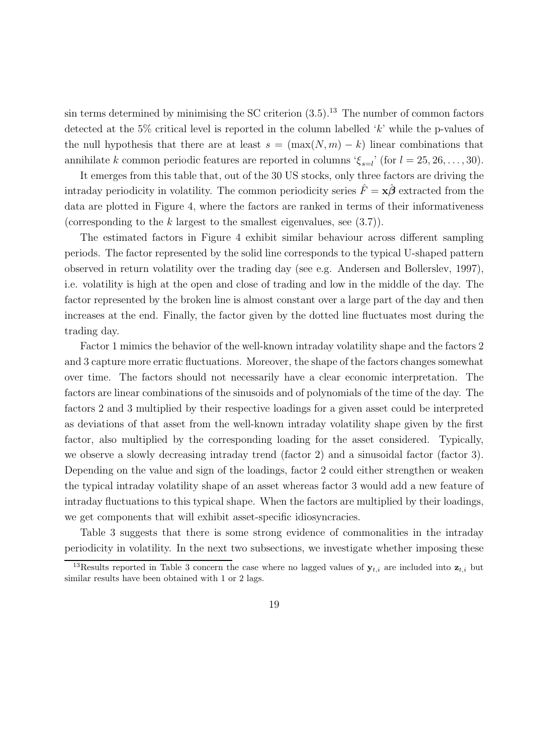sin terms determined by minimising the SC criterion (3.5).[13] The number of common factors detected at the 5% critical level is reported in the column labelled '$k$' while the p-values of the null hypothesis that there are at least $s = (\max(N, m) - k)$ linear combinations that annihilate $k$ common periodic features are reported in columns '$\xi_{s=l}$' (for $l = 25, 26, \ldots, 30$).

It emerges from this table that, out of the 30 US stocks, only three factors are driving the intraday periodicity in volatility. The common periodicity series $\hat{F} = \mathbf{x}\hat{\boldsymbol{\beta}}$ extracted from the data are plotted in Figure 4, where the factors are ranked in terms of their informativeness (corresponding to the $k$ largest to the smallest eigenvalues, see (3.7)).

The estimated factors in Figure 4 exhibit similar behaviour across different sampling periods. The factor represented by the solid line corresponds to the typical U-shaped pattern observed in return volatility over the trading day (see e.g. Andersen and Bollerslev, 1997), i.e. volatility is high at the open and close of trading and low in the middle of the day. The factor represented by the broken line is almost constant over a large part of the day and then increases at the end. Finally, the factor given by the dotted line fluctuates most during the trading day.

Factor 1 mimics the behavior of the well-known intraday volatility shape and the factors 2 and 3 capture more erratic fluctuations. Moreover, the shape of the factors changes somewhat over time. The factors should not necessarily have a clear economic interpretation. The factors are linear combinations of the sinusoids and of polynomials of the time of the day. The factors 2 and 3 multiplied by their respective loadings for a given asset could be interpreted as deviations of that asset from the well-known intraday volatility shape given by the first factor, also multiplied by the corresponding loading for the asset considered. Typically, we observe a slowly decreasing intraday trend (factor 2) and a sinusoidal factor (factor 3). Depending on the value and sign of the loadings, factor 2 could either strengthen or weaken the typical intraday volatility shape of an asset whereas factor 3 would add a new feature of intraday fluctuations to this typical shape. When the factors are multiplied by their loadings, we get components that will exhibit asset-specific idiosyncracies.

Table 3 suggests that there is some strong evidence of commonalities in the intraday periodicity in volatility. In the next two subsections, we investigate whether imposing these

[13] Results reported in Table 3 concern the case where no lagged values of $\mathbf{y}_{t,i}$ are included into $\mathbf{z}_{t,i}$ but similar results have been obtained with 1 or 2 lags.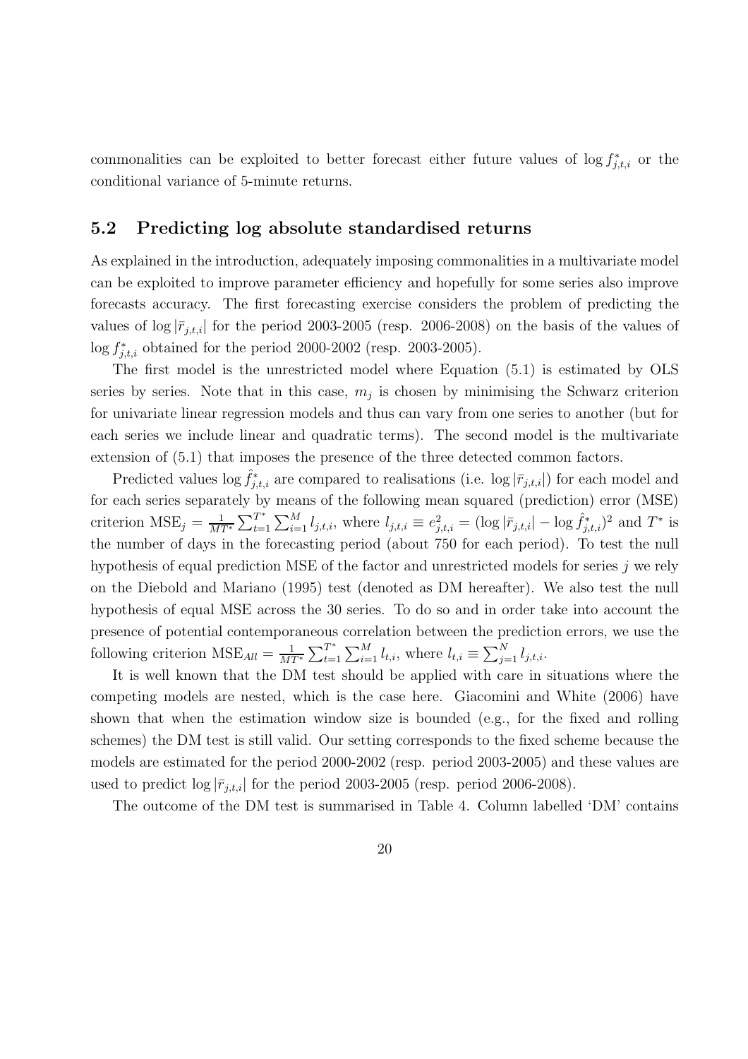commonalities can be exploited to better forecast either future values of $\log f^*_{j,t,i}$ or the conditional variance of 5-minute returns.

## 5.2 Predicting log absolute standardised returns

As explained in the introduction, adequately imposing commonalities in a multivariate model can be exploited to improve parameter efficiency and hopefully for some series also improve forecasts accuracy. The first forecasting exercise considers the problem of predicting the values of $\log |\bar{r}_{j,t,i}|$ for the period 2003-2005 (resp. 2006-2008) on the basis of the values of $\log f^*_{j,t,i}$ obtained for the period 2000-2002 (resp. 2003-2005).

The first model is the unrestricted model where Equation (5.1) is estimated by OLS series by series. Note that in this case, $m_j$ is chosen by minimising the Schwarz criterion for univariate linear regression models and thus can vary from one series to another (but for each series we include linear and quadratic terms). The second model is the multivariate extension of (5.1) that imposes the presence of the three detected common factors.

Predicted values $\log \hat{f}^*_{j,t,i}$ are compared to realisations (i.e. $\log |\bar{r}_{j,t,i}|$) for each model and for each series separately by means of the following mean squared (prediction) error (MSE) criterion $\text{MSE}_j = \frac{1}{MT^*} \sum_{t=1}^{T^*} \sum_{i=1}^{M} l_{j,t,i}$, where $l_{j,t,i} \equiv e^2_{j,t,i} = (\log |\bar{r}_{j,t,i}| - \log \hat{f}^*_{j,t,i})^2$ and $T^*$ is the number of days in the forecasting period (about 750 for each period). To test the null hypothesis of equal prediction MSE of the factor and unrestricted models for series $j$ we rely on the Diebold and Mariano (1995) test (denoted as DM hereafter). We also test the null hypothesis of equal MSE across the 30 series. To do so and in order take into account the presence of potential contemporaneous correlation between the prediction errors, we use the following criterion $\text{MSE}_{All} = \frac{1}{MT^*} \sum_{t=1}^{T^*} \sum_{i=1}^{M} l_{t,i}$, where $l_{t,i} \equiv \sum_{j=1}^{N} l_{j,t,i}$.

It is well known that the DM test should be applied with care in situations where the competing models are nested, which is the case here. Giacomini and White (2006) have shown that when the estimation window size is bounded (e.g., for the fixed and rolling schemes) the DM test is still valid. Our setting corresponds to the fixed scheme because the models are estimated for the period 2000-2002 (resp. period 2003-2005) and these values are used to predict $\log |\bar{r}_{j,t,i}|$ for the period 2003-2005 (resp. period 2006-2008).

The outcome of the DM test is summarised in Table 4. Column labelled 'DM' contains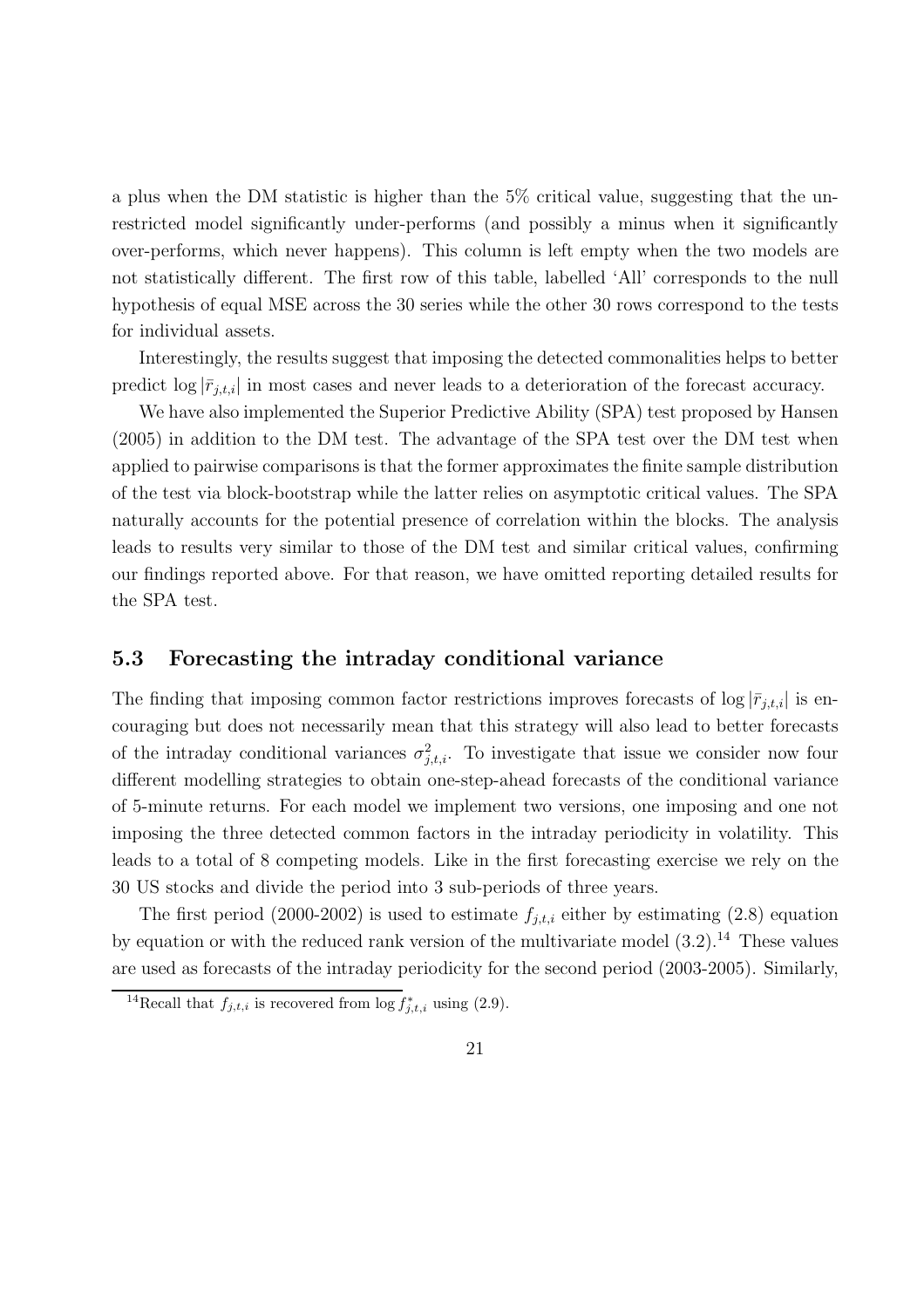a plus when the DM statistic is higher than the 5% critical value, suggesting that the unrestricted model significantly under-performs (and possibly a minus when it significantly over-performs, which never happens). This column is left empty when the two models are not statistically different. The first row of this table, labelled 'All' corresponds to the null hypothesis of equal MSE across the 30 series while the other 30 rows correspond to the tests for individual assets.

Interestingly, the results suggest that imposing the detected commonalities helps to better predict $\log |\bar{r}_{j,t,i}|$ in most cases and never leads to a deterioration of the forecast accuracy.

We have also implemented the Superior Predictive Ability (SPA) test proposed by Hansen (2005) in addition to the DM test. The advantage of the SPA test over the DM test when applied to pairwise comparisons is that the former approximates the finite sample distribution of the test via block-bootstrap while the latter relies on asymptotic critical values. The SPA naturally accounts for the potential presence of correlation within the blocks. The analysis leads to results very similar to those of the DM test and similar critical values, confirming our findings reported above. For that reason, we have omitted reporting detailed results for the SPA test.

## 5.3 Forecasting the intraday conditional variance

The finding that imposing common factor restrictions improves forecasts of $\log |\bar{r}_{j,t,i}|$ is encouraging but does not necessarily mean that this strategy will also lead to better forecasts of the intraday conditional variances $\sigma^2_{j,t,i}$. To investigate that issue we consider now four different modelling strategies to obtain one-step-ahead forecasts of the conditional variance of 5-minute returns. For each model we implement two versions, one imposing and one not imposing the three detected common factors in the intraday periodicity in volatility. This leads to a total of 8 competing models. Like in the first forecasting exercise we rely on the 30 US stocks and divide the period into 3 sub-periods of three years.

The first period (2000-2002) is used to estimate $f_{j,t,i}$ either by estimating (2.8) equation by equation or with the reduced rank version of the multivariate model (3.2).[14] These values are used as forecasts of the intraday periodicity for the second period (2003-2005). Similarly,

[14] Recall that $f_{j,t,i}$ is recovered from $\log f^*_{j,t,i}$ using (2.9).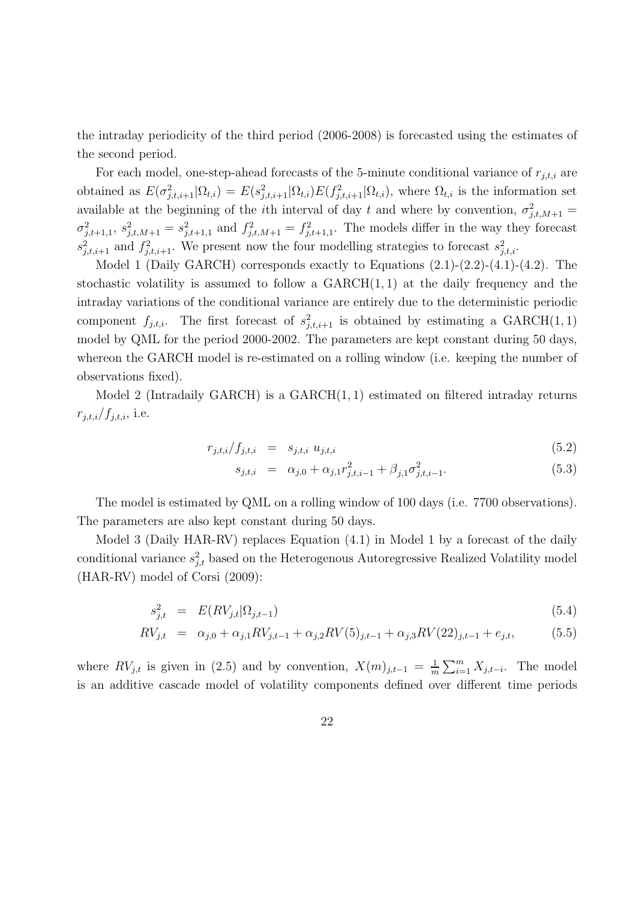the intraday periodicity of the third period (2006-2008) is forecasted using the estimates of the second period.

For each model, one-step-ahead forecasts of the 5-minute conditional variance of $r_{j,t,i}$ are obtained as $E(\sigma^2_{j,t,i+1}|\Omega_{t,i}) = E(s^2_{j,t,i+1}|\Omega_{t,i})E(f^2_{j,t,i+1}|\Omega_{t,i})$, where $\Omega_{t,i}$ is the information set available at the beginning of the $i$th interval of day $t$ and where by convention, $\sigma^2_{j,t,M+1} = \sigma^2_{j,t+1,1}$, $s^2_{j,t,M+1} = s^2_{j,t+1,1}$ and $f^2_{j,t,M+1} = f^2_{j,t+1,1}$. The models differ in the way they forecast $s^2_{j,t,i+1}$ and $f^2_{j,t,i+1}$. We present now the four modelling strategies to forecast $s^2_{j,t,i}$.

Model 1 (Daily GARCH) corresponds exactly to Equations (2.1)-(2.2)-(4.1)-(4.2). The stochastic volatility is assumed to follow a GARCH$(1,1)$ at the daily frequency and the intraday variations of the conditional variance are entirely due to the deterministic periodic component $f_{j,t,i}$. The first forecast of $s^2_{j,t,i+1}$ is obtained by estimating a GARCH$(1,1)$ model by QML for the period 2000-2002. The parameters are kept constant during 50 days, whereon the GARCH model is re-estimated on a rolling window (i.e. keeping the number of observations fixed).

Model 2 (Intradaily GARCH) is a GARCH$(1,1)$ estimated on filtered intraday returns $r_{j,t,i}/f_{j,t,i}$, i.e.

$$r_{j,t,i}/f_{j,t,i} = s_{j,t,i} \, u_{j,t,i} \tag{5.2}$$

$$s_{j,t,i} = \alpha_{j,0} + \alpha_{j,1} r^2_{j,t,i-1} + \beta_{j,1} \sigma^2_{j,t,i-1}. \tag{5.3}$$

The model is estimated by QML on a rolling window of 100 days (i.e. 7700 observations). The parameters are also kept constant during 50 days.

Model 3 (Daily HAR-RV) replaces Equation (4.1) in Model 1 by a forecast of the daily conditional variance $s^2_{j,t}$ based on the Heterogenous Autoregressive Realized Volatility model (HAR-RV) model of Corsi (2009):

$$s^2_{j,t} = E(RV_{j,t}|\Omega_{j,t-1}) \tag{5.4}$$

$$RV_{j,t} = \alpha_{j,0} + \alpha_{j,1} RV_{j,t-1} + \alpha_{j,2} RV(5)_{j,t-1} + \alpha_{j,3} RV(22)_{j,t-1} + e_{j,t}, \tag{5.5}$$

where $RV_{j,t}$ is given in (2.5) and by convention, $X(m)_{j,t-1} = \frac{1}{m}\sum_{i=1}^{m} X_{j,t-i}$. The model is an additive cascade model of volatility components defined over different time periods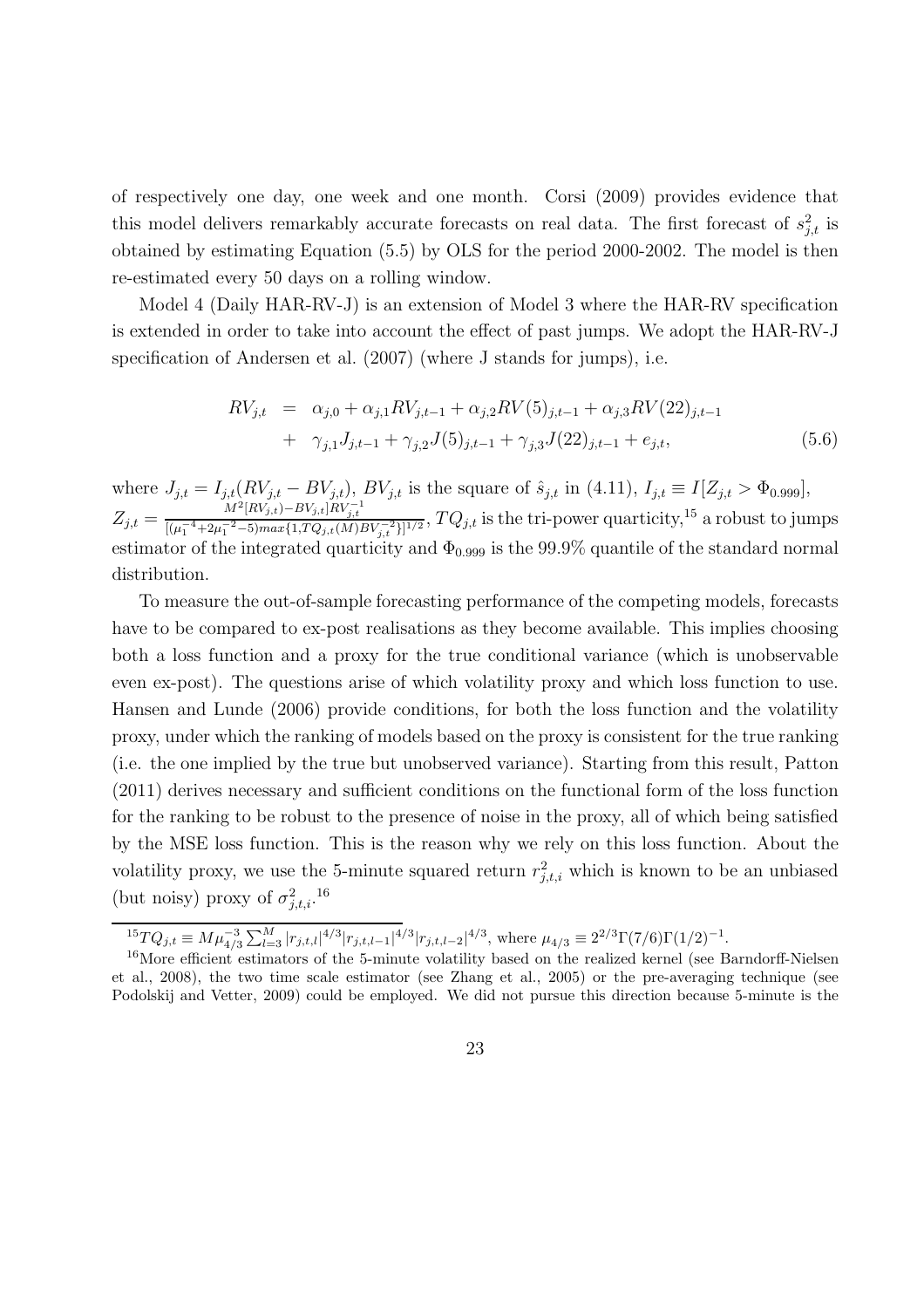of respectively one day, one week and one month. Corsi (2009) provides evidence that this model delivers remarkably accurate forecasts on real data. The first forecast of $s^2_{j,t}$ is obtained by estimating Equation (5.5) by OLS for the period 2000-2002. The model is then re-estimated every 50 days on a rolling window.

Model 4 (Daily HAR-RV-J) is an extension of Model 3 where the HAR-RV specification is extended in order to take into account the effect of past jumps. We adopt the HAR-RV-J specification of Andersen et al. (2007) (where J stands for jumps), i.e.

$$
\begin{aligned}
RV_{j,t} &= \alpha_{j,0} + \alpha_{j,1} RV_{j,t-1} + \alpha_{j,2} RV(5)_{j,t-1} + \alpha_{j,3} RV(22)_{j,t-1} \\
&+ \gamma_{j,1} J_{j,t-1} + \gamma_{j,2} J(5)_{j,t-1} + \gamma_{j,3} J(22)_{j,t-1} + e_{j,t},
\end{aligned}
\tag{5.6}
$$

where $J_{j,t} = I_{j,t}(RV_{j,t} - BV_{j,t})$, $BV_{j,t}$ is the square of $\hat{s}_{j,t}$ in (4.11), $I_{j,t} \equiv I[Z_{j,t} > \Phi_{0.999}]$, $Z_{j,t} = \frac{M^2[RV_{j,t}) - BV_{j,t}]RV_{j,t}^{-1}}{[(\mu_1^{-4} + 2\mu_1^{-2} - 5) max\{1, TQ_{j,t}(M) BV_{j,t}^{-2}\}]^{1/2}}$, $TQ_{j,t}$ is the tri-power quarticity,[15] a robust to jumps estimator of the integrated quarticity and $\Phi_{0.999}$ is the 99.9% quantile of the standard normal distribution.

To measure the out-of-sample forecasting performance of the competing models, forecasts have to be compared to ex-post realisations as they become available. This implies choosing both a loss function and a proxy for the true conditional variance (which is unobservable even ex-post). The questions arise of which volatility proxy and which loss function to use. Hansen and Lunde (2006) provide conditions, for both the loss function and the volatility proxy, under which the ranking of models based on the proxy is consistent for the true ranking (i.e. the one implied by the true but unobserved variance). Starting from this result, Patton (2011) derives necessary and sufficient conditions on the functional form of the loss function for the ranking to be robust to the presence of noise in the proxy, all of which being satisfied by the MSE loss function. This is the reason why we rely on this loss function. About the volatility proxy, we use the 5-minute squared return $r^2_{j,t,i}$ which is known to be an unbiased (but noisy) proxy of $\sigma^2_{j,t,i}$.[16]

---

[15] $TQ_{j,t} \equiv M\mu_{4/3}^{-3} \sum_{l=3}^{M} |r_{j,t,l}|^{4/3} |r_{j,t,l-1}|^{4/3} |r_{j,t,l-2}|^{4/3}$, where $\mu_{4/3} \equiv 2^{2/3}\Gamma(7/6)\Gamma(1/2)^{-1}$.

[16] More efficient estimators of the 5-minute volatility based on the realized kernel (see Barndorff-Nielsen et al., 2008), the two time scale estimator (see Zhang et al., 2005) or the pre-averaging technique (see Podolskij and Vetter, 2009) could be employed. We did not pursue this direction because 5-minute is the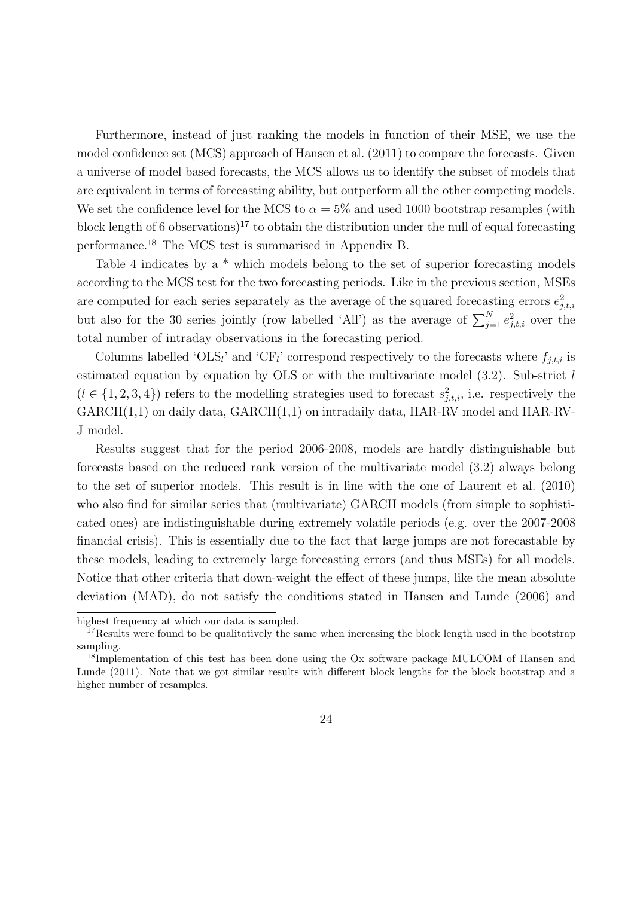Furthermore, instead of just ranking the models in function of their MSE, we use the model confidence set (MCS) approach of Hansen et al. (2011) to compare the forecasts. Given a universe of model based forecasts, the MCS allows us to identify the subset of models that are equivalent in terms of forecasting ability, but outperform all the other competing models. We set the confidence level for the MCS to $\alpha = 5\%$ and used 1000 bootstrap resamples (with block length of 6 observations)[17] to obtain the distribution under the null of equal forecasting performance.[18] The MCS test is summarised in Appendix B.

Table 4 indicates by a * which models belong to the set of superior forecasting models according to the MCS test for the two forecasting periods. Like in the previous section, MSEs are computed for each series separately as the average of the squared forecasting errors $e^2_{j,t,i}$ but also for the 30 series jointly (row labelled 'All') as the average of $\sum_{j=1}^{N} e^2_{j,t,i}$ over the total number of intraday observations in the forecasting period.

Columns labelled 'OLS$_l$' and 'CF$_l$' correspond respectively to the forecasts where $f_{j,t,i}$ is estimated equation by equation by OLS or with the multivariate model (3.2). Sub-strict $l$ ($l \in \{1, 2, 3, 4\}$) refers to the modelling strategies used to forecast $s^2_{j,t,i}$, i.e. respectively the GARCH(1,1) on daily data, GARCH(1,1) on intradaily data, HAR-RV model and HAR-RV-J model.

Results suggest that for the period 2006-2008, models are hardly distinguishable but forecasts based on the reduced rank version of the multivariate model (3.2) always belong to the set of superior models. This result is in line with the one of Laurent et al. (2010) who also find for similar series that (multivariate) GARCH models (from simple to sophisticated ones) are indistinguishable during extremely volatile periods (e.g. over the 2007-2008 financial crisis). This is essentially due to the fact that large jumps are not forecastable by these models, leading to extremely large forecasting errors (and thus MSEs) for all models. Notice that other criteria that down-weight the effect of these jumps, like the mean absolute deviation (MAD), do not satisfy the conditions stated in Hansen and Lunde (2006) and

---

highest frequency at which our data is sampled.

[17] Results were found to be qualitatively the same when increasing the block length used in the bootstrap sampling.

[18] Implementation of this test has been done using the Ox software package MULCOM of Hansen and Lunde (2011). Note that we got similar results with different block lengths for the block bootstrap and a higher number of resamples.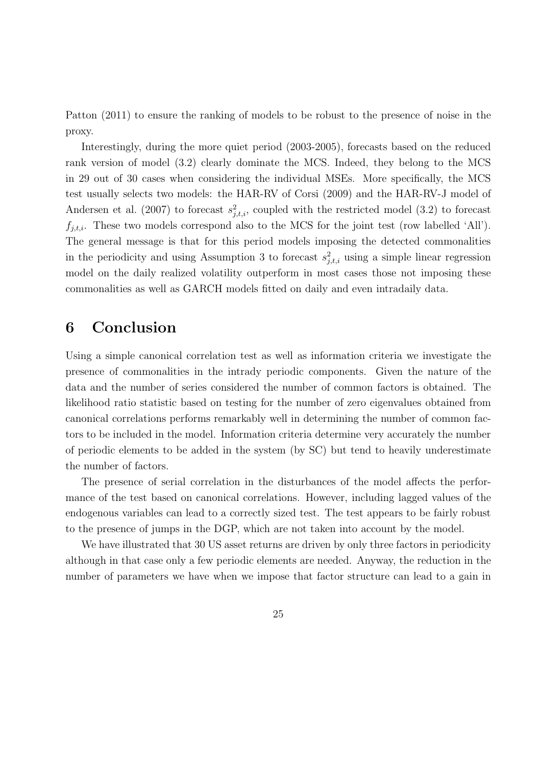Patton (2011) to ensure the ranking of models to be robust to the presence of noise in the proxy.

Interestingly, during the more quiet period (2003-2005), forecasts based on the reduced rank version of model (3.2) clearly dominate the MCS. Indeed, they belong to the MCS in 29 out of 30 cases when considering the individual MSEs. More specifically, the MCS test usually selects two models: the HAR-RV of Corsi (2009) and the HAR-RV-J model of Andersen et al. (2007) to forecast $s^2_{j,t,i}$, coupled with the restricted model (3.2) to forecast $f_{j,t,i}$. These two models correspond also to the MCS for the joint test (row labelled 'All'). The general message is that for this period models imposing the detected commonalities in the periodicity and using Assumption 3 to forecast $s^2_{j,t,i}$ using a simple linear regression model on the daily realized volatility outperform in most cases those not imposing these commonalities as well as GARCH models fitted on daily and even intradaily data.

# 6 Conclusion

Using a simple canonical correlation test as well as information criteria we investigate the presence of commonalities in the intrady periodic components. Given the nature of the data and the number of series considered the number of common factors is obtained. The likelihood ratio statistic based on testing for the number of zero eigenvalues obtained from canonical correlations performs remarkably well in determining the number of common factors to be included in the model. Information criteria determine very accurately the number of periodic elements to be added in the system (by SC) but tend to heavily underestimate the number of factors.

The presence of serial correlation in the disturbances of the model affects the performance of the test based on canonical correlations. However, including lagged values of the endogenous variables can lead to a correctly sized test. The test appears to be fairly robust to the presence of jumps in the DGP, which are not taken into account by the model.

We have illustrated that 30 US asset returns are driven by only three factors in periodicity although in that case only a few periodic elements are needed. Anyway, the reduction in the number of parameters we have when we impose that factor structure can lead to a gain in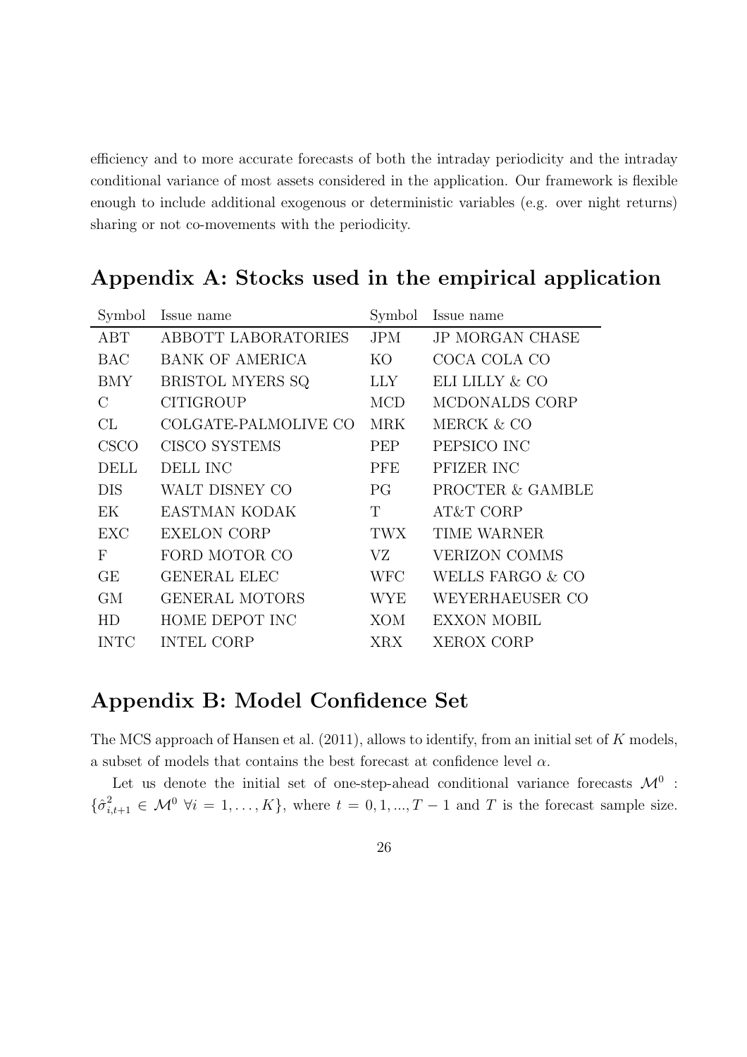efficiency and to more accurate forecasts of both the intraday periodicity and the intraday conditional variance of most assets considered in the application. Our framework is flexible enough to include additional exogenous or deterministic variables (e.g. over night returns) sharing or not co-movements with the periodicity.

## Appendix A: Stocks used in the empirical application

| Symbol | Issue name | Symbol | Issue name |
|---|---|---|---|
| ABT | ABBOTT LABORATORIES | JPM | JP MORGAN CHASE |
| BAC | BANK OF AMERICA | KO | COCA COLA CO |
| BMY | BRISTOL MYERS SQ | LLY | ELI LILLY & CO |
| C | CITIGROUP | MCD | MCDONALDS CORP |
| CL | COLGATE-PALMOLIVE CO | MRK | MERCK & CO |
| CSCO | CISCO SYSTEMS | PEP | PEPSICO INC |
| DELL | DELL INC | PFE | PFIZER INC |
| DIS | WALT DISNEY CO | PG | PROCTER & GAMBLE |
| EK | EASTMAN KODAK | T | AT&T CORP |
| EXC | EXELON CORP | TWX | TIME WARNER |
| F | FORD MOTOR CO | VZ | VERIZON COMMS |
| GE | GENERAL ELEC | WFC | WELLS FARGO & CO |
| GM | GENERAL MOTORS | WYE | WEYERHAEUSER CO |
| HD | HOME DEPOT INC | XOM | EXXON MOBIL |
| INTC | INTEL CORP | XRX | XEROX CORP |

## Appendix B: Model Confidence Set

The MCS approach of Hansen et al. (2011), allows to identify, from an initial set of $K$ models, a subset of models that contains the best forecast at confidence level $\alpha$.

Let us denote the initial set of one-step-ahead conditional variance forecasts $\mathcal{M}^0$ : $\{\hat{\sigma}^2_{i,t+1} \in \mathcal{M}^0 \ \forall i = 1, \ldots, K\}$, where $t = 0, 1, ..., T-1$ and $T$ is the forecast sample size.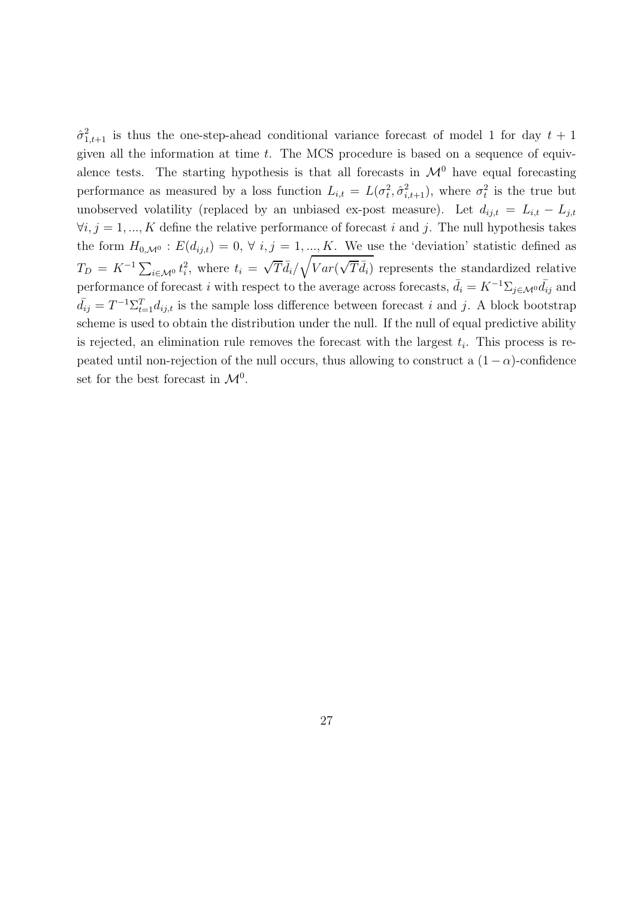$\hat{\sigma}^2_{1,t+1}$ is thus the one-step-ahead conditional variance forecast of model 1 for day $t+1$ given all the information at time $t$. The MCS procedure is based on a sequence of equivalence tests. The starting hypothesis is that all forecasts in $\mathcal{M}^0$ have equal forecasting performance as measured by a loss function $L_{i,t} = L(\sigma^2_t, \hat{\sigma}^2_{i,t+1})$, where $\sigma^2_t$ is the true but unobserved volatility (replaced by an unbiased ex-post measure). Let $d_{ij,t} = L_{i,t} - L_{j,t}$ $\forall i, j = 1, ..., K$ define the relative performance of forecast $i$ and $j$. The null hypothesis takes the form $H_{0,\mathcal{M}^0} : E(d_{ij,t}) = 0$, $\forall\ i, j = 1, ..., K$. We use the 'deviation' statistic defined as $T_D = K^{-1} \sum_{i \in \mathcal{M}^0} t^2_i$, where $t_i = \sqrt{T}\bar{d}_i / \sqrt{Var(\sqrt{T}\bar{d}_i)}$ represents the standardized relative performance of forecast $i$ with respect to the average across forecasts, $\bar{d}_i = K^{-1}\Sigma_{j \in \mathcal{M}^0} \bar{d_{ij}}$ and $\bar{d_{ij}} = T^{-1}\Sigma^T_{t=1} d_{ij,t}$ is the sample loss difference between forecast $i$ and $j$. A block bootstrap scheme is used to obtain the distribution under the null. If the null of equal predictive ability is rejected, an elimination rule removes the forecast with the largest $t_i$. This process is repeated until non-rejection of the null occurs, thus allowing to construct a $(1-\alpha)$-confidence set for the best forecast in $\mathcal{M}^0$.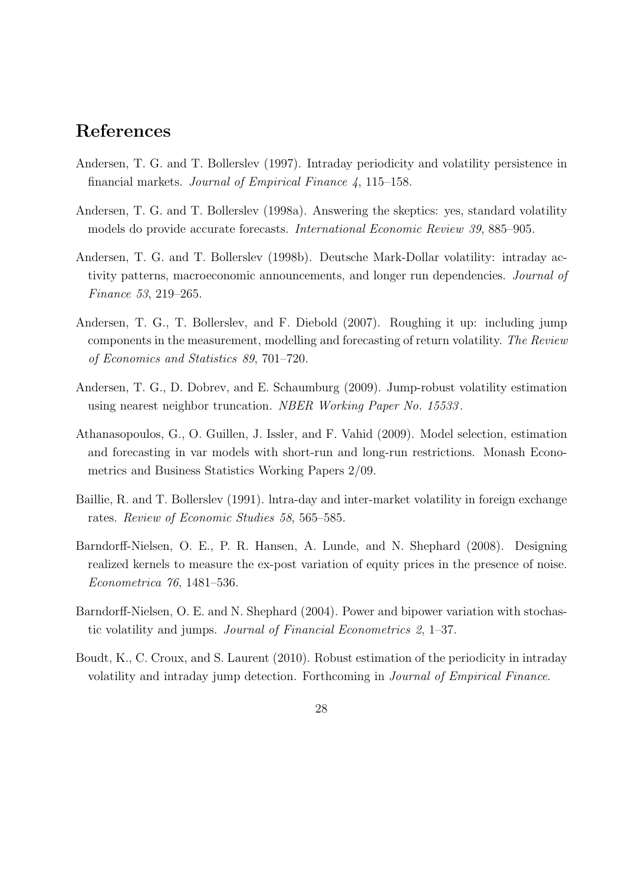# References

Andersen, T. G. and T. Bollerslev (1997). Intraday periodicity and volatility persistence in financial markets. *Journal of Empirical Finance 4*, 115–158.

Andersen, T. G. and T. Bollerslev (1998a). Answering the skeptics: yes, standard volatility models do provide accurate forecasts. *International Economic Review 39*, 885–905.

Andersen, T. G. and T. Bollerslev (1998b). Deutsche Mark-Dollar volatility: intraday activity patterns, macroeconomic announcements, and longer run dependencies. *Journal of Finance 53*, 219–265.

Andersen, T. G., T. Bollerslev, and F. Diebold (2007). Roughing it up: including jump components in the measurement, modelling and forecasting of return volatility. *The Review of Economics and Statistics 89*, 701–720.

Andersen, T. G., D. Dobrev, and E. Schaumburg (2009). Jump-robust volatility estimation using nearest neighbor truncation. *NBER Working Paper No. 15533*.

Athanasopoulos, G., O. Guillen, J. Issler, and F. Vahid (2009). Model selection, estimation and forecasting in var models with short-run and long-run restrictions. Monash Econometrics and Business Statistics Working Papers 2/09.

Baillie, R. and T. Bollerslev (1991). lntra-day and inter-market volatility in foreign exchange rates. *Review of Economic Studies 58*, 565–585.

Barndorff-Nielsen, O. E., P. R. Hansen, A. Lunde, and N. Shephard (2008). Designing realized kernels to measure the ex-post variation of equity prices in the presence of noise. *Econometrica 76*, 1481–536.

Barndorff-Nielsen, O. E. and N. Shephard (2004). Power and bipower variation with stochastic volatility and jumps. *Journal of Financial Econometrics 2*, 1–37.

Boudt, K., C. Croux, and S. Laurent (2010). Robust estimation of the periodicity in intraday volatility and intraday jump detection. Forthcoming in *Journal of Empirical Finance*.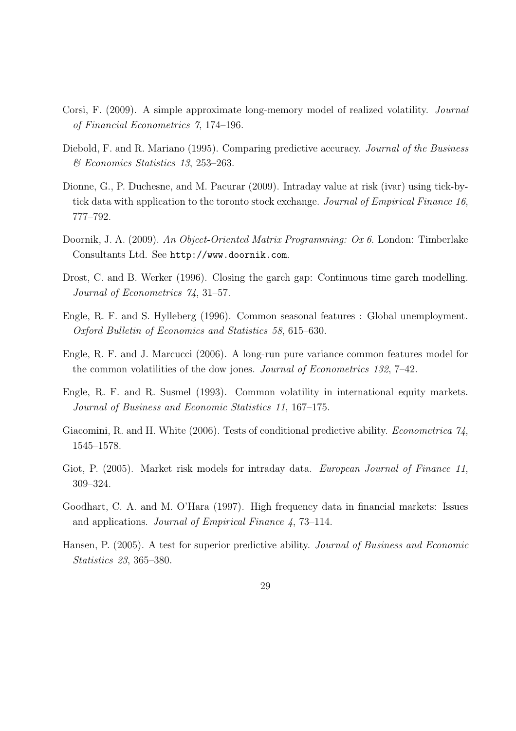Corsi, F. (2009). A simple approximate long-memory model of realized volatility. *Journal of Financial Econometrics 7*, 174–196.

Diebold, F. and R. Mariano (1995). Comparing predictive accuracy. *Journal of the Business & Economics Statistics 13*, 253–263.

Dionne, G., P. Duchesne, and M. Pacurar (2009). Intraday value at risk (ivar) using tick-by-tick data with application to the toronto stock exchange. *Journal of Empirical Finance 16*, 777–792.

Doornik, J. A. (2009). *An Object-Oriented Matrix Programming: Ox 6*. London: Timberlake Consultants Ltd. See `http://www.doornik.com`.

Drost, C. and B. Werker (1996). Closing the garch gap: Continuous time garch modelling. *Journal of Econometrics 74*, 31–57.

Engle, R. F. and S. Hylleberg (1996). Common seasonal features : Global unemployment. *Oxford Bulletin of Economics and Statistics 58*, 615–630.

Engle, R. F. and J. Marcucci (2006). A long-run pure variance common features model for the common volatilities of the dow jones. *Journal of Econometrics 132*, 7–42.

Engle, R. F. and R. Susmel (1993). Common volatility in international equity markets. *Journal of Business and Economic Statistics 11*, 167–175.

Giacomini, R. and H. White (2006). Tests of conditional predictive ability. *Econometrica 74*, 1545–1578.

Giot, P. (2005). Market risk models for intraday data. *European Journal of Finance 11*, 309–324.

Goodhart, C. A. and M. O'Hara (1997). High frequency data in financial markets: Issues and applications. *Journal of Empirical Finance 4*, 73–114.

Hansen, P. (2005). A test for superior predictive ability. *Journal of Business and Economic Statistics 23*, 365–380.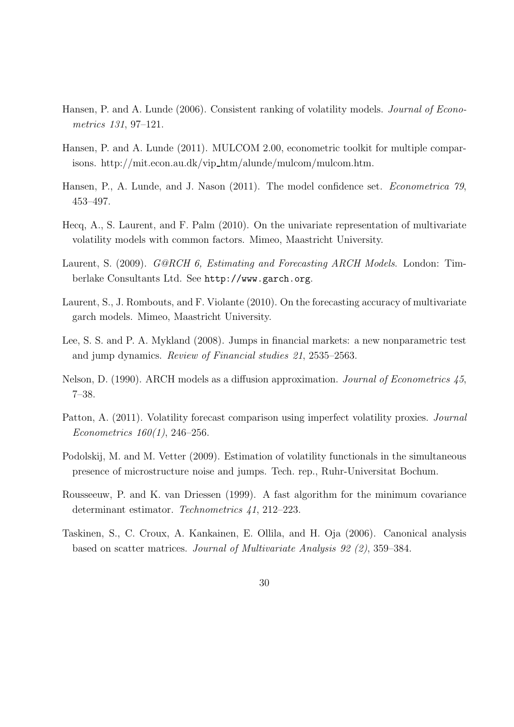Hansen, P. and A. Lunde (2006). Consistent ranking of volatility models. *Journal of Econometrics 131*, 97–121.

Hansen, P. and A. Lunde (2011). MULCOM 2.00, econometric toolkit for multiple comparisons. http://mit.econ.au.dk/vip_htm/alunde/mulcom/mulcom.htm.

Hansen, P., A. Lunde, and J. Nason (2011). The model confidence set. *Econometrica 79*, 453–497.

Hecq, A., S. Laurent, and F. Palm (2010). On the univariate representation of multivariate volatility models with common factors. Mimeo, Maastricht University.

Laurent, S. (2009). *G@RCH 6, Estimating and Forecasting ARCH Models*. London: Timberlake Consultants Ltd. See `http://www.garch.org`.

Laurent, S., J. Rombouts, and F. Violante (2010). On the forecasting accuracy of multivariate garch models. Mimeo, Maastricht University.

Lee, S. S. and P. A. Mykland (2008). Jumps in financial markets: a new nonparametric test and jump dynamics. *Review of Financial studies 21*, 2535–2563.

Nelson, D. (1990). ARCH models as a diffusion approximation. *Journal of Econometrics 45*, 7–38.

Patton, A. (2011). Volatility forecast comparison using imperfect volatility proxies. *Journal Econometrics 160(1)*, 246–256.

Podolskij, M. and M. Vetter (2009). Estimation of volatility functionals in the simultaneous presence of microstructure noise and jumps. Tech. rep., Ruhr-Universitat Bochum.

Rousseeuw, P. and K. van Driessen (1999). A fast algorithm for the minimum covariance determinant estimator. *Technometrics 41*, 212–223.

Taskinen, S., C. Croux, A. Kankainen, E. Ollila, and H. Oja (2006). Canonical analysis based on scatter matrices. *Journal of Multivariate Analysis 92 (2)*, 359–384.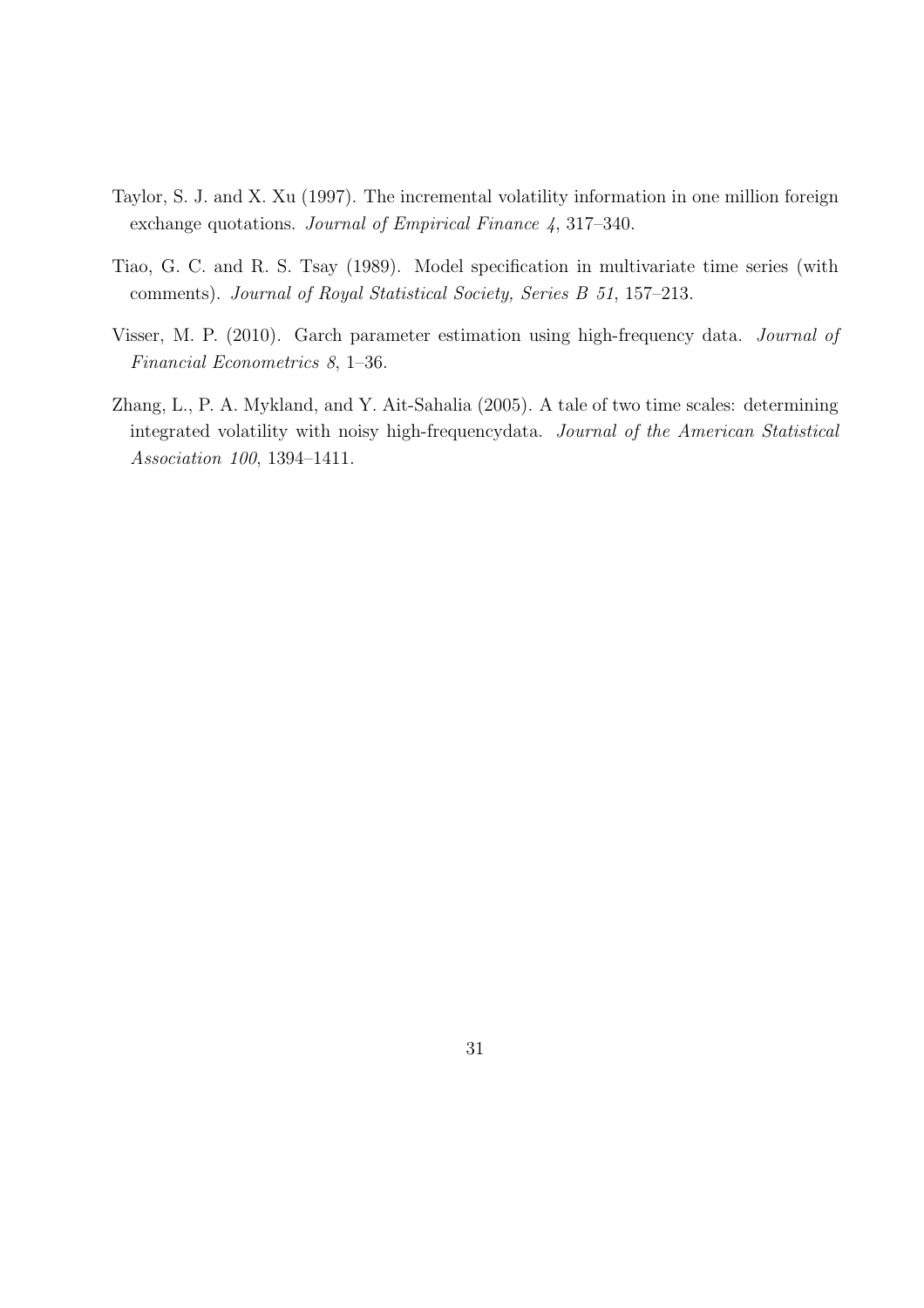Taylor, S. J. and X. Xu (1997). The incremental volatility information in one million foreign exchange quotations. *Journal of Empirical Finance 4*, 317–340.

Tiao, G. C. and R. S. Tsay (1989). Model specification in multivariate time series (with comments). *Journal of Royal Statistical Society, Series B 51*, 157–213.

Visser, M. P. (2010). Garch parameter estimation using high-frequency data. *Journal of Financial Econometrics 8*, 1–36.

Zhang, L., P. A. Mykland, and Y. Ait-Sahalia (2005). A tale of two time scales: determining integrated volatility with noisy high-frequencydata. *Journal of the American Statistical Association 100*, 1394–1411.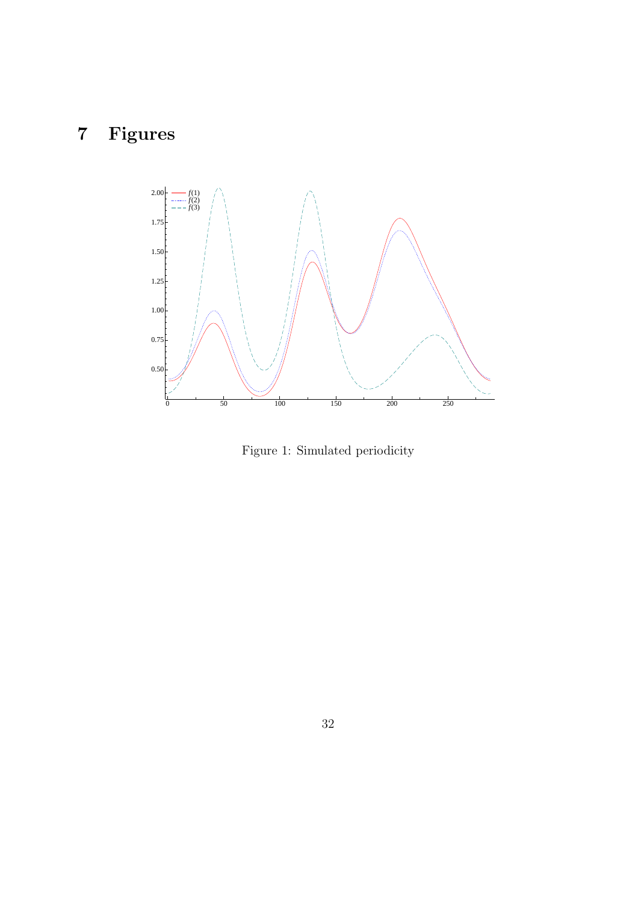# 7 Figures

Figure 1: Simulated periodicity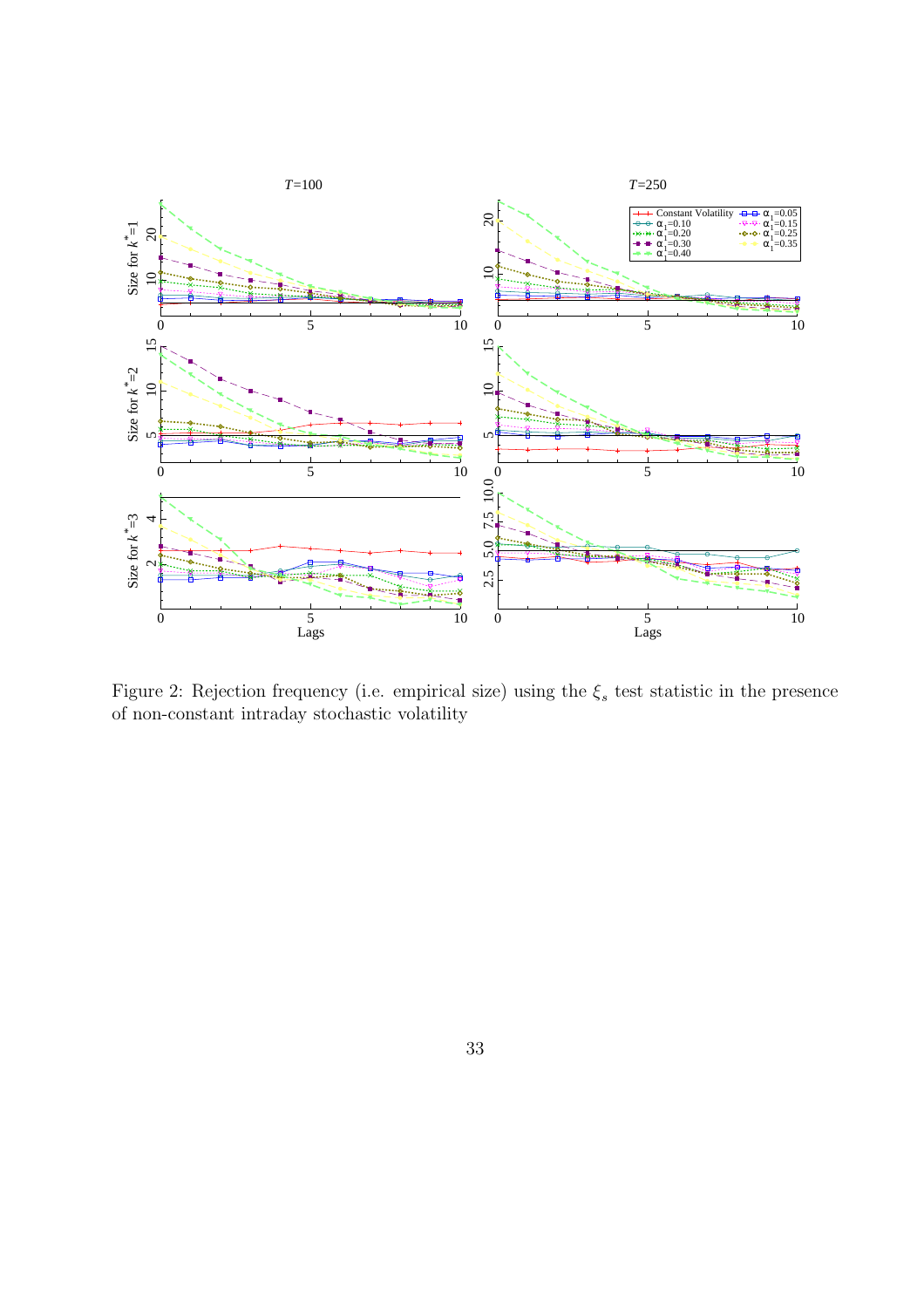Figure 2: Rejection frequency (i.e. empirical size) using the $\xi_s$ test statistic in the presence of non-constant intraday stochastic volatility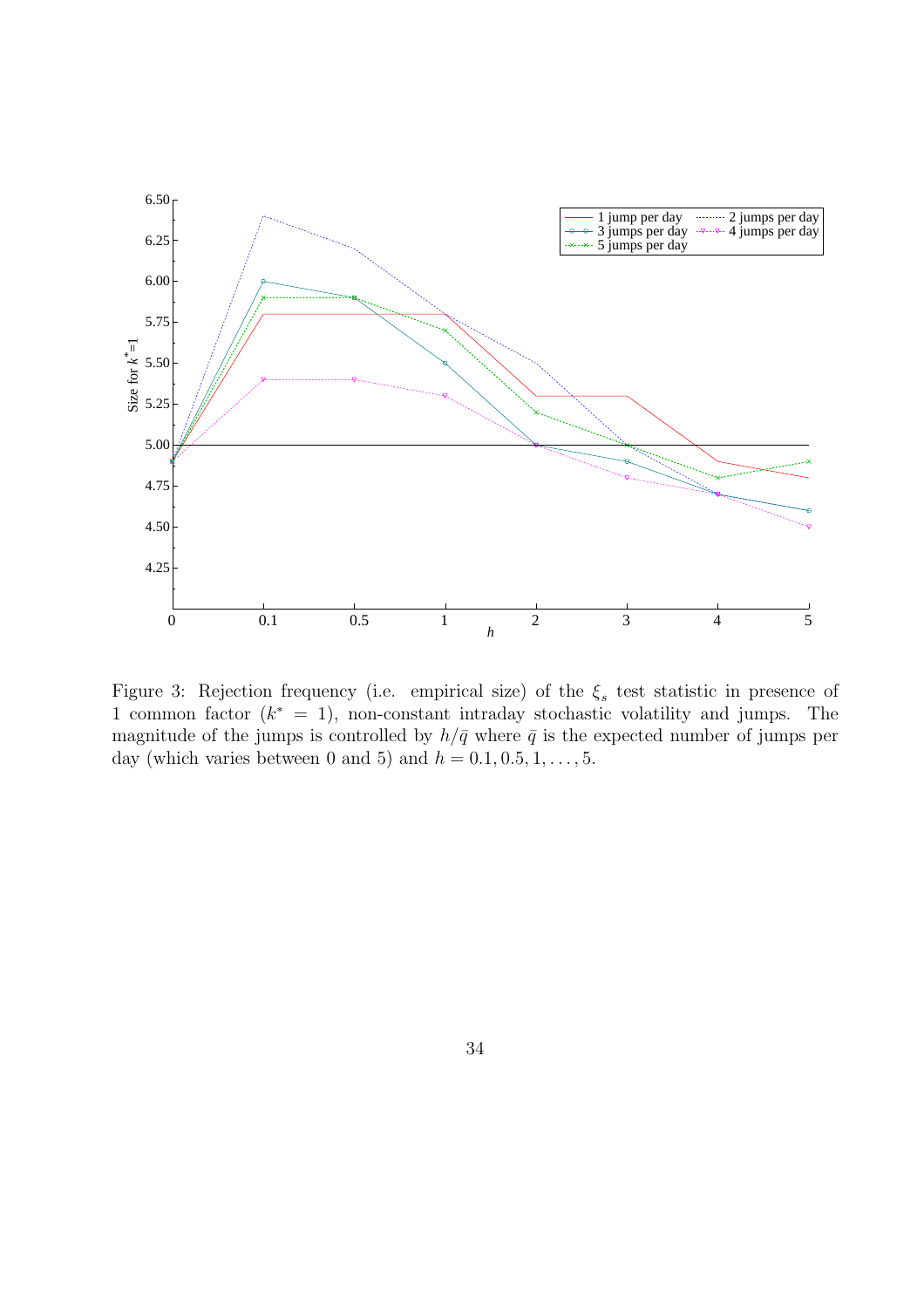Figure 3: Rejection frequency (i.e. empirical size) of the $\xi_s$ test statistic in presence of 1 common factor ($k^* = 1$), non-constant intraday stochastic volatility and jumps. The magnitude of the jumps is controlled by $h/\bar{q}$ where $\bar{q}$ is the expected number of jumps per day (which varies between 0 and 5) and $h = 0.1, 0.5, 1, \ldots, 5$.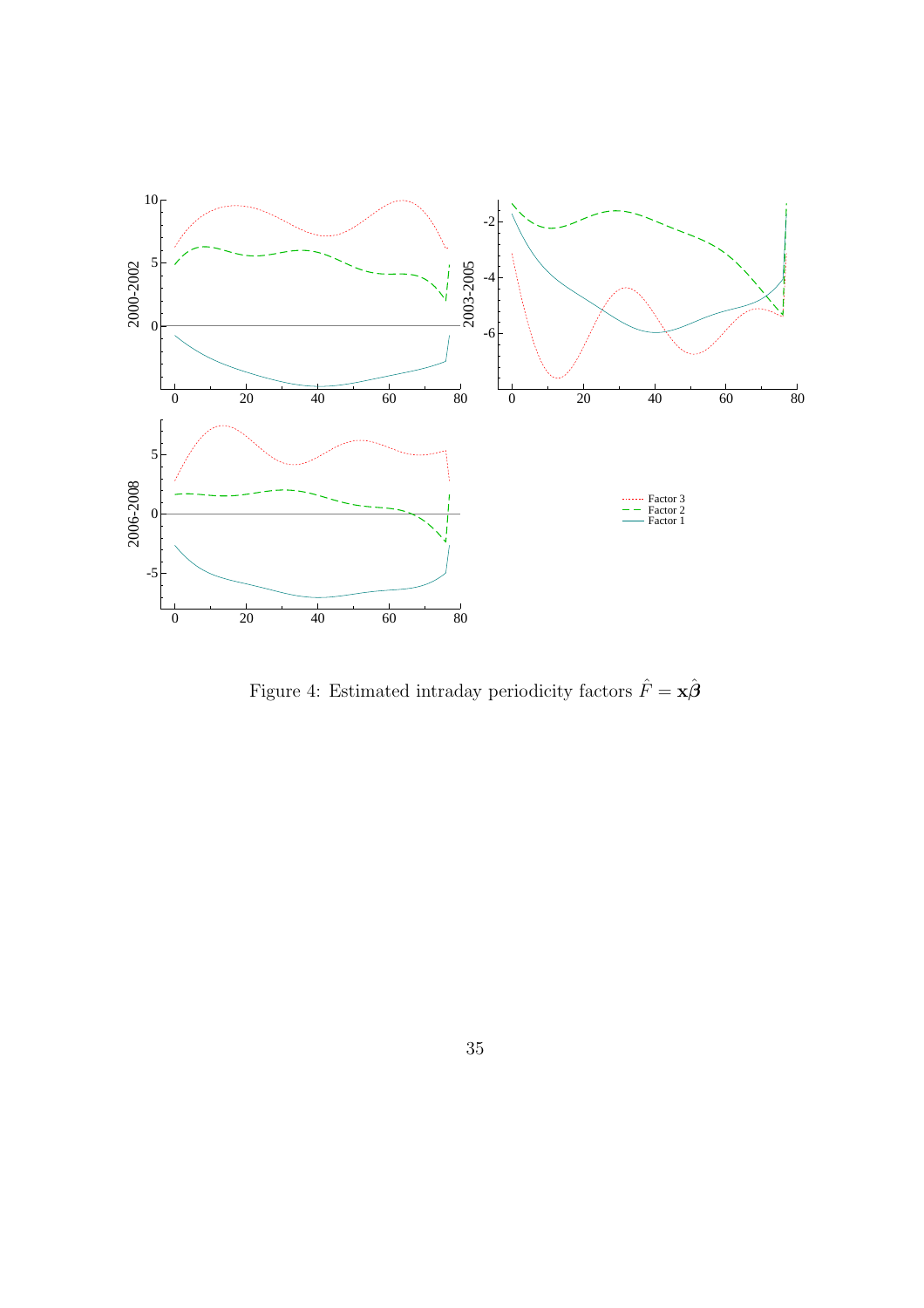Figure 4: Estimated intraday periodicity factors $\hat{F} = \mathbf{x}\hat{\boldsymbol{\beta}}$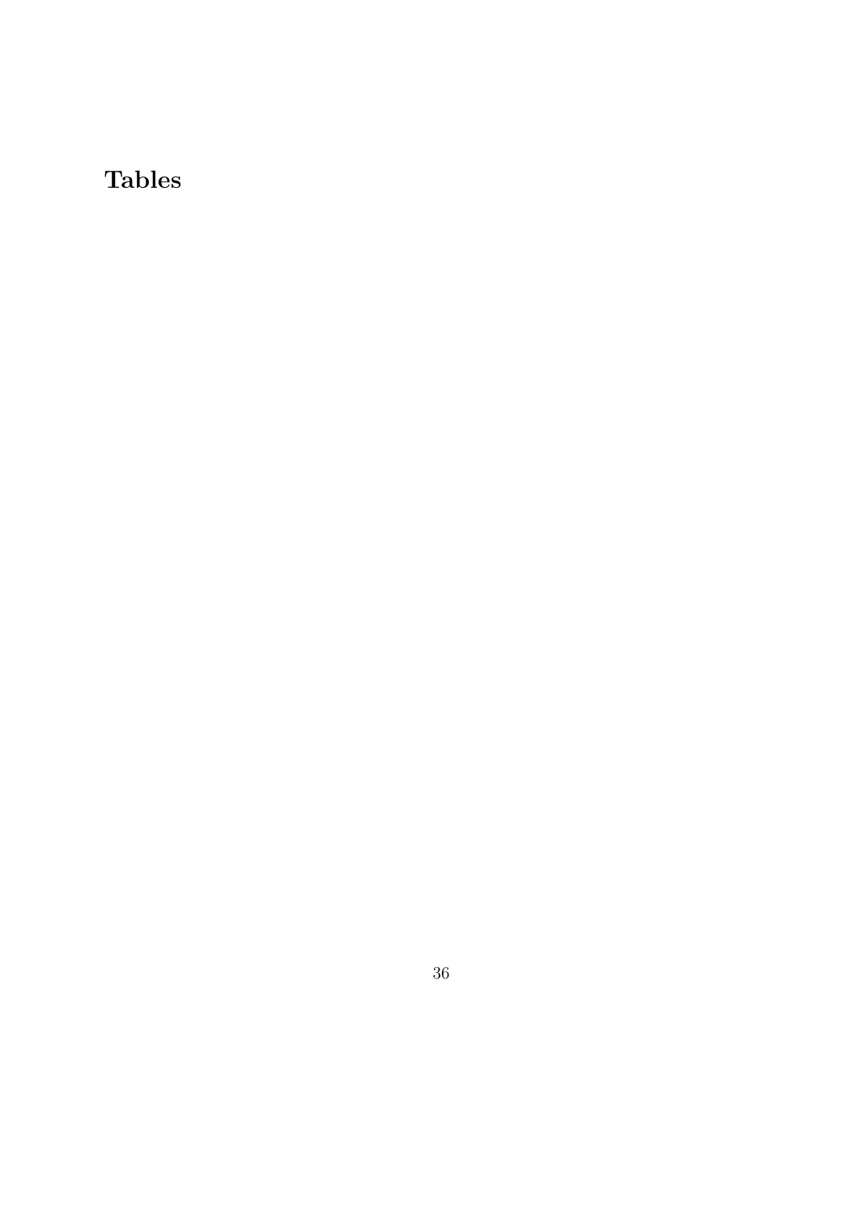## Tables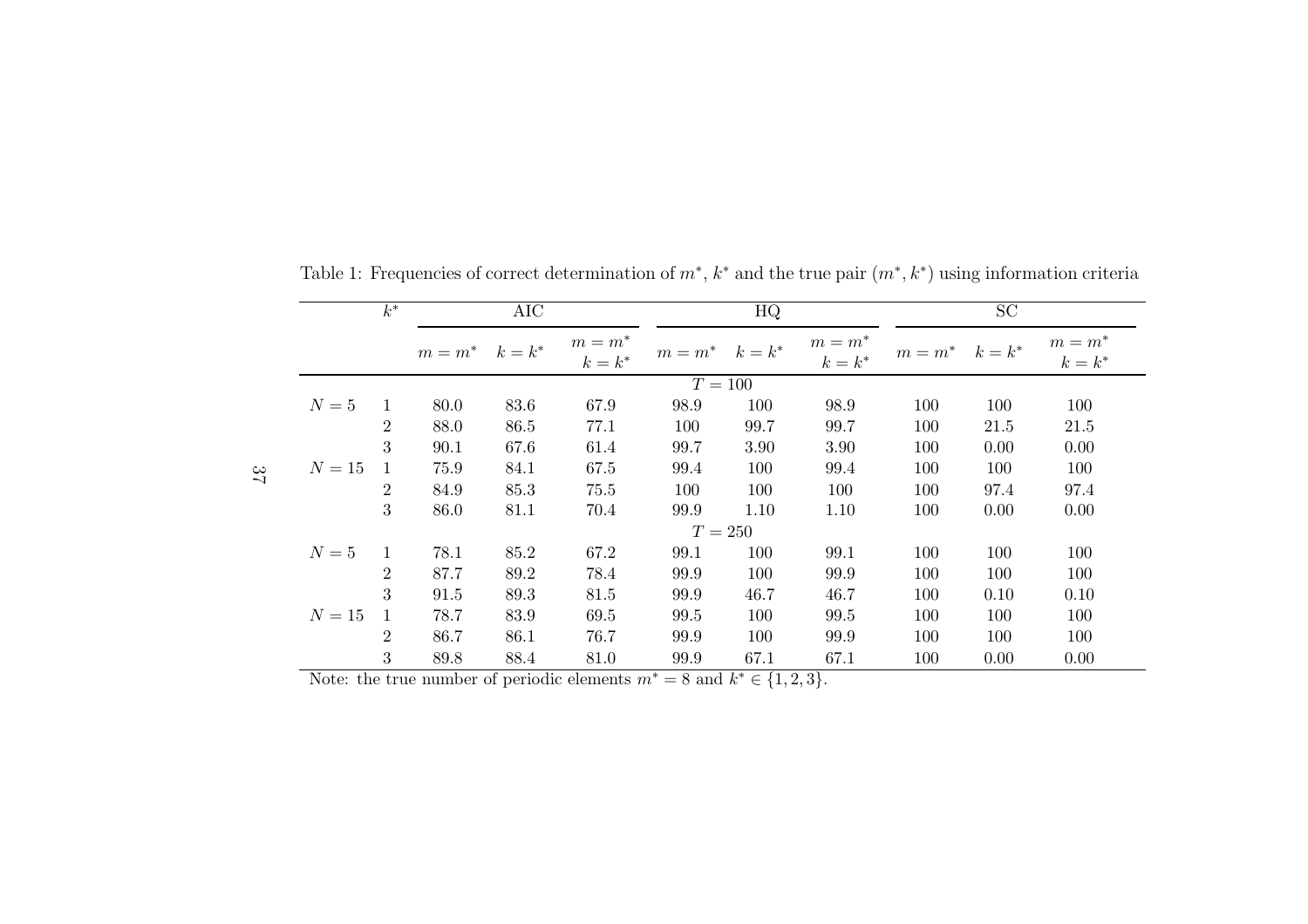Table 1: Frequencies of correct determination of $m^*$, $k^*$ and the true pair $(m^*, k^*)$ using information criteria

| | $k^*$ | AIC | | | HQ | | | SC | | |
|---|---|---|---|---|---|---|---|---|---|---|
| | | $m = m^*$ | $k = k^*$ | $m = m^*$ $k = k^*$ | $m = m^*$ | $k = k^*$ | $m = m^*$ $k = k^*$ | $m = m^*$ | $k = k^*$ | $m = m^*$ $k = k^*$ |
| | | | | | $T = 100$ | | | | | |
| $N = 5$ | 1 | 80.0 | 83.6 | 67.9 | 98.9 | 100 | 98.9 | 100 | 100 | 100 |
| | 2 | 88.0 | 86.5 | 77.1 | 100 | 99.7 | 99.7 | 100 | 21.5 | 21.5 |
| | 3 | 90.1 | 67.6 | 61.4 | 99.7 | 3.90 | 3.90 | 100 | 0.00 | 0.00 |
| $N = 15$ | 1 | 75.9 | 84.1 | 67.5 | 99.4 | 100 | 99.4 | 100 | 100 | 100 |
| | 2 | 84.9 | 85.3 | 75.5 | 100 | 100 | 100 | 100 | 97.4 | 97.4 |
| | 3 | 86.0 | 81.1 | 70.4 | 99.9 | 1.10 | 1.10 | 100 | 0.00 | 0.00 |
| | | | | | $T = 250$ | | | | | |
| $N = 5$ | 1 | 78.1 | 85.2 | 67.2 | 99.1 | 100 | 99.1 | 100 | 100 | 100 |
| | 2 | 87.7 | 89.2 | 78.4 | 99.9 | 100 | 99.9 | 100 | 100 | 100 |
| | 3 | 91.5 | 89.3 | 81.5 | 99.9 | 46.7 | 46.7 | 100 | 0.10 | 0.10 |
| $N = 15$ | 1 | 78.7 | 83.9 | 69.5 | 99.5 | 100 | 99.5 | 100 | 100 | 100 |
| | 2 | 86.7 | 86.1 | 76.7 | 99.9 | 100 | 99.9 | 100 | 100 | 100 |
| | 3 | 89.8 | 88.4 | 81.0 | 99.9 | 67.1 | 67.1 | 100 | 0.00 | 0.00 |

Note: the true number of periodic elements $m^* = 8$ and $k^* \in \{1, 2, 3\}$.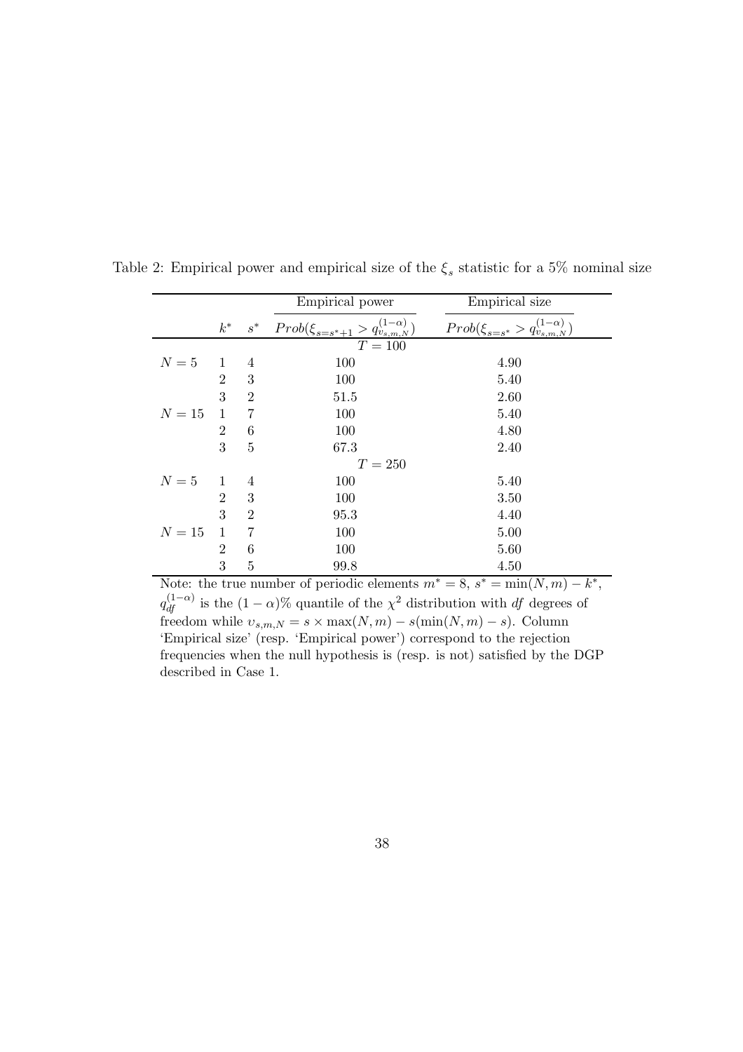Table 2: Empirical power and empirical size of the $\xi_s$ statistic for a 5% nominal size

| | $k^*$ | $s^*$ | Empirical power $Prob(\xi_{s=s^*+1} > q^{(1-\alpha)}_{\upsilon_{s,m,N}})$ | Empirical size $Prob(\xi_{s=s^*} > q^{(1-\alpha)}_{\upsilon_{s,m,N}})$ |
|---|---|---|---|---|
| | | | $T = 100$ | |
| $N = 5$ | 1 | 4 | 100 | 4.90 |
| | 2 | 3 | 100 | 5.40 |
| | 3 | 2 | 51.5 | 2.60 |
| $N = 15$ | 1 | 7 | 100 | 5.40 |
| | 2 | 6 | 100 | 4.80 |
| | 3 | 5 | 67.3 | 2.40 |
| | | | $T = 250$ | |
| $N = 5$ | 1 | 4 | 100 | 5.40 |
| | 2 | 3 | 100 | 3.50 |
| | 3 | 2 | 95.3 | 4.40 |
| $N = 15$ | 1 | 7 | 100 | 5.00 |
| | 2 | 6 | 100 | 5.60 |
| | 3 | 5 | 99.8 | 4.50 |

Note: the true number of periodic elements $m^* = 8$, $s^* = \min(N, m) - k^*$, $q^{(1-\alpha)}_{df}$ is the $(1-\alpha)$% quantile of the $\chi^2$ distribution with $df$ degrees of freedom while $\upsilon_{s,m,N} = s \times \max(N, m) - s(\min(N, m) - s)$. Column 'Empirical size' (resp. 'Empirical power') correspond to the rejection frequencies when the null hypothesis is (resp. is not) satisfied by the DGP described in Case 1.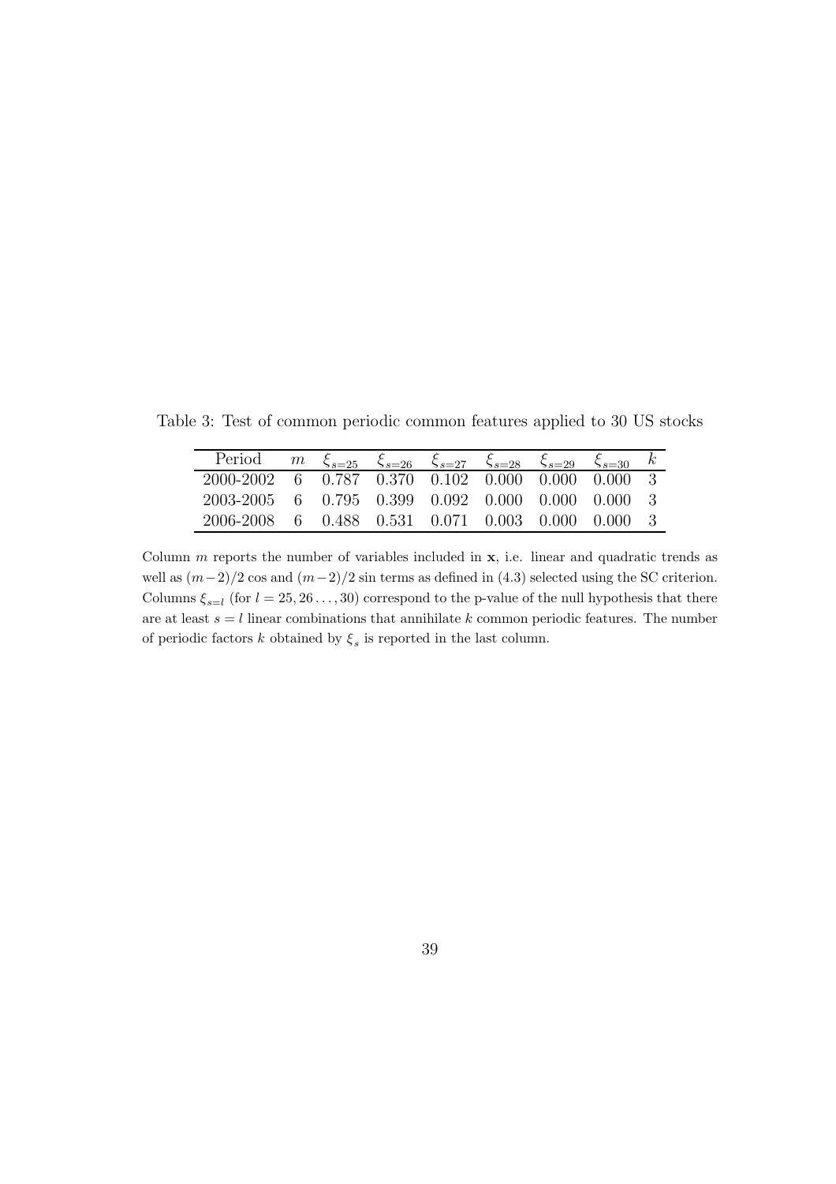Table 3: Test of common periodic common features applied to 30 US stocks

| Period | $m$ | $\xi_{s=25}$ | $\xi_{s=26}$ | $\xi_{s=27}$ | $\xi_{s=28}$ | $\xi_{s=29}$ | $\xi_{s=30}$ | $k$ |
|---|---|---|---|---|---|---|---|---|
| 2000-2002 | 6 | 0.787 | 0.370 | 0.102 | 0.000 | 0.000 | 0.000 | 3 |
| 2003-2005 | 6 | 0.795 | 0.399 | 0.092 | 0.000 | 0.000 | 0.000 | 3 |
| 2006-2008 | 6 | 0.488 | 0.531 | 0.071 | 0.003 | 0.000 | 0.000 | 3 |

Column $m$ reports the number of variables included in $\mathbf{x}$, i.e. linear and quadratic trends as well as $(m-2)/2$ cos and $(m-2)/2$ sin terms as defined in (4.3) selected using the SC criterion. Columns $\xi_{s=l}$ (for $l = 25, 26 \ldots, 30$) correspond to the p-value of the null hypothesis that there are at least $s = l$ linear combinations that annihilate $k$ common periodic features. The number of periodic factors $k$ obtained by $\xi_s$ is reported in the last column.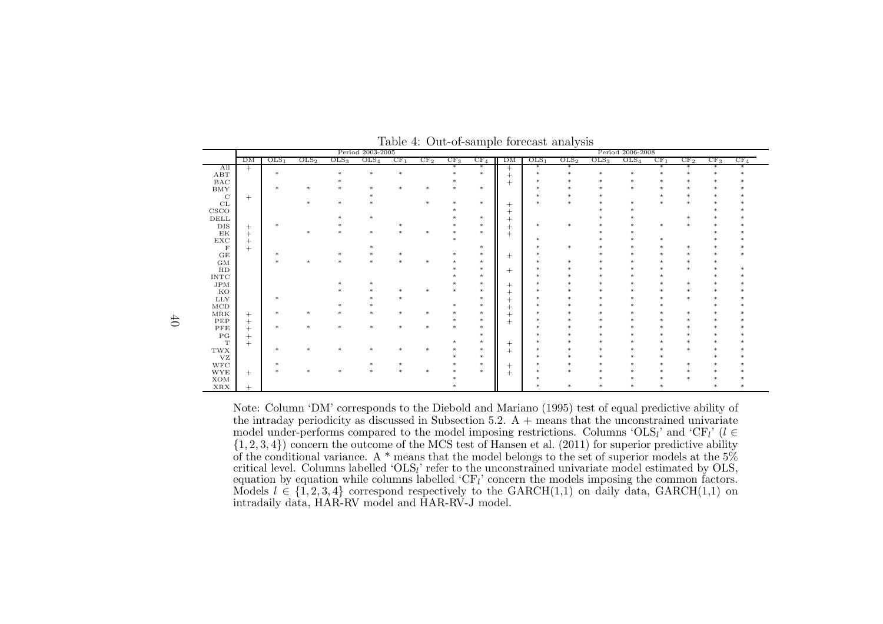Table 4: Out-of-sample forecast analysis

| | Period 2003-2005 | | | | | | | | | Period 2006-2008 | | | | | | | | |
|---|---|---|---|---|---|---|---|---|---|---|---|---|---|---|---|---|---|---|
| | DM | $OLS_1$ | $OLS_2$ | $OLS_3$ | $OLS_4$ | $CF_1$ | $CF_2$ | $CF_3$ | $CF_4$ | DM | $OLS_1$ | $OLS_2$ | $OLS_3$ | $OLS_4$ | $CF_1$ | $CF_2$ | $CF_3$ | $CF_4$ |
| All | + | | | | | | | * | * | + | * | * | | | * | * | * | * |
| ABT | | * | | * | * | * | | * | * | + | * | * | * | * | * | * | * | * |
| BAC | | | | * | | | | * | | + | * | * | * | * | * | * | * | * |
| BMY | | * | * | * | * | * | * | * | * | | * | * | * | * | * | * | * | * |
| C | + | | | | * | | | | | | * | * | * | | * | * | * | * |
| CL | | | * | * | * | | * | * | * | + | * | * | * | * | * | * | * | * |
| CSCO | | | | | | | | * | | + | | | * | * | | | * | * |
| DELL | | | | * | * | | | * | * | + | | | * | * | | * | * | * |
| DIS | + | * | | * | | * | | * | * | + | * | * | * | * | * | * | * | * |
| EK | + | | * | * | * | * | * | * | * | + | | | * | * | | | * | * |
| EXC | + | | | | | | | * | | | * | | * | * | * | | * | * |
| F | + | | | | * | | | | * | | * | * | * | * | * | * | * | * |
| GE | | * | | * | * | * | | * | * | + | * | | * | * | * | * | * | * |
| GM | | * | * | * | * | * | * | * | * | | * | * | * | * | * | * | * | |
| HD | | | | | | | | * | * | + | * | * | * | * | * | * | * | * |
| INTC | | | | | | | | * | * | | * | * | * | * | * | | * | * |
| JPM | | | | * | * | | | * | * | + | * | * | * | * | * | * | * | * |
| KO | | | | * | * | * | * | * | * | + | * | * | * | * | * | * | * | * |
| LLY | | * | | | * | * | | | * | + | * | * | * | * | * | * | * | * |
| MCD | | | | * | * | | | * | * | + | * | * | * | * | * | | * | * |
| MRK | + | * | * | * | * | * | * | * | * | + | * | * | * | * | * | * | * | * |
| PEP | + | | | | | | | * | * | + | * | * | * | * | * | * | * | * |
| PFE | + | * | * | * | * | * | * | * | * | | * | * | * | * | * | * | * | * |
| PG | + | | | | | | | | * | | * | * | * | * | * | * | * | * |
| T | + | | | | | | | * | * | + | * | * | * | * | * | * | * | * |
| TWX | | * | * | * | * | * | * | * | * | + | * | * | * | * | * | * | * | * |
| VZ | | | | | | | | * | * | | * | * | * | * | * | | * | * |
| WFC | | * | | | * | * | | * | * | + | * | * | * | * | * | * | * | * |
| WYE | + | * | * | * | * | * | * | * | * | + | * | * | * | * | * | * | * | * |
| XOM | | | | | | | | * | | | * | | * | * | * | * | * | * |
| XRX | + | | | | | | | * | | | * | * | * | * | * | | * | * |

Note: Column 'DM' corresponds to the Diebold and Mariano (1995) test of equal predictive ability of the intraday periodicity as discussed in Subsection 5.2. A + means that the unconstrained univariate model under-performs compared to the model imposing restrictions. Columns '$OLS_l$' and '$CF_l$' ($l \in \{1, 2, 3, 4\}$) concern the outcome of the MCS test of Hansen et al. (2011) for superior predictive ability of the conditional variance. A * means that the model belongs to the set of superior models at the 5% critical level. Columns labelled '$OLS_l$' refer to the unconstrained univariate model estimated by OLS, equation by equation while columns labelled '$CF_l$' concern the models imposing the common factors. Models $l \in \{1, 2, 3, 4\}$ correspond respectively to the GARCH(1,1) on daily data, GARCH(1,1) on intradaily data, HAR-RV model and HAR-RV-J model.